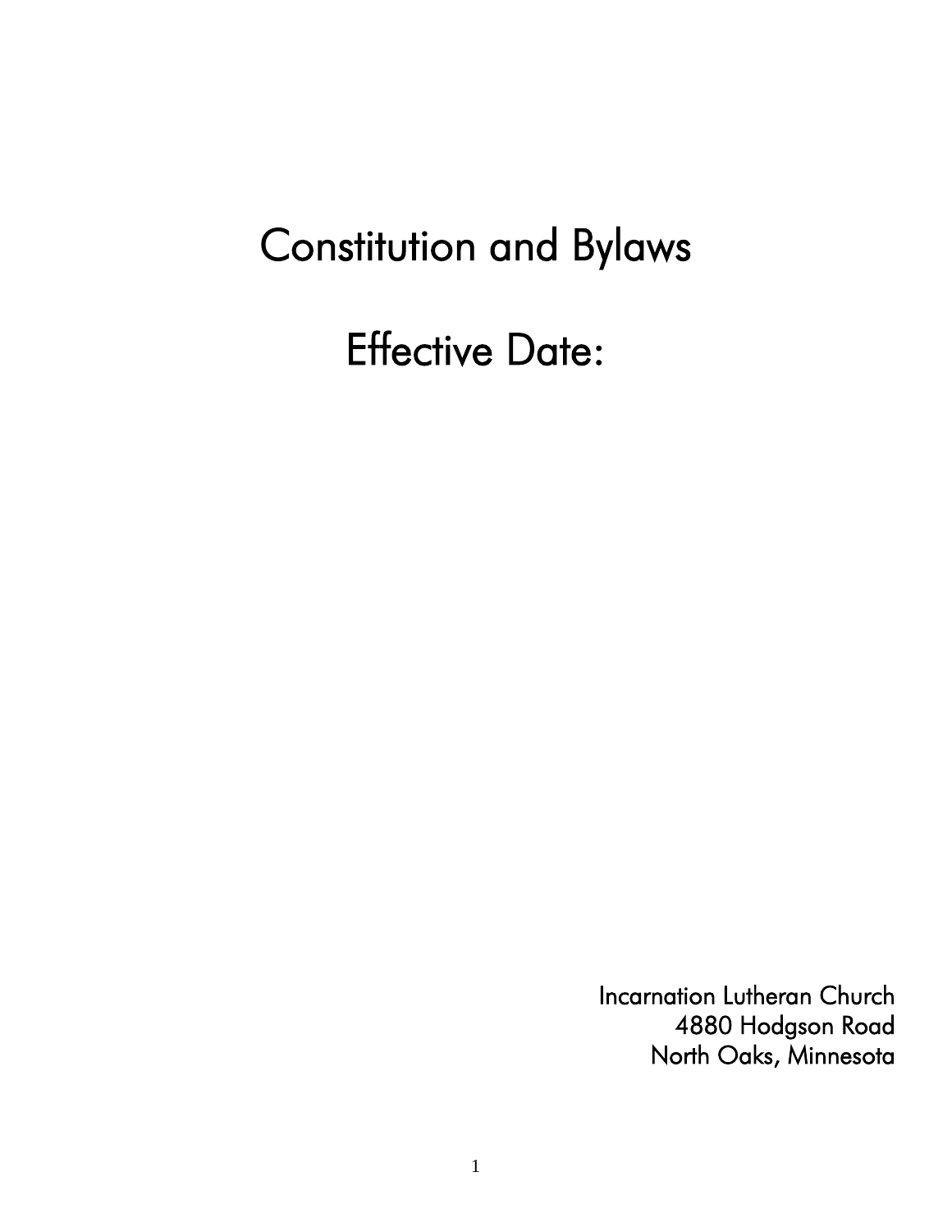# Constitution and Bylaws

## Effective Date:

Incarnation Lutheran Church
4880 Hodgson Road
North Oaks, Minnesota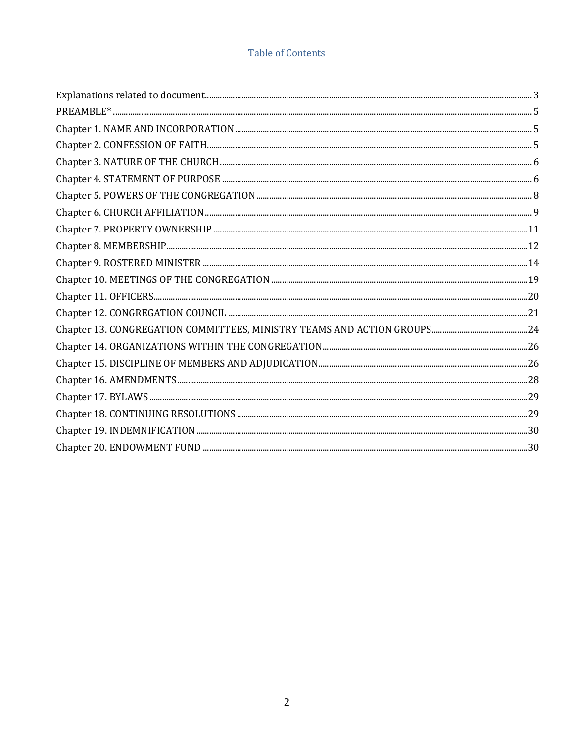# Table of Contents

Explanations related to document........ 3
PREAMBLE* ........ 5
Chapter 1. NAME AND INCORPORATION........ 5
Chapter 2. CONFESSION OF FAITH........ 5
Chapter 3. NATURE OF THE CHURCH........ 6
Chapter 4. STATEMENT OF PURPOSE ........ 6
Chapter 5. POWERS OF THE CONGREGATION........ 8
Chapter 6. CHURCH AFFILIATION........ 9
Chapter 7. PROPERTY OWNERSHIP ........ 11
Chapter 8. MEMBERSHIP........ 12
Chapter 9. ROSTERED MINISTER ........ 14
Chapter 10. MEETINGS OF THE CONGREGATION ........ 19
Chapter 11. OFFICERS........ 20
Chapter 12. CONGREGATION COUNCIL ........ 21
Chapter 13. CONGREGATION COMMITTEES, MINISTRY TEAMS AND ACTION GROUPS........ 24
Chapter 14. ORGANIZATIONS WITHIN THE CONGREGATION........ 26
Chapter 15. DISCIPLINE OF MEMBERS AND ADJUDICATION........ 26
Chapter 16. AMENDMENTS........ 28
Chapter 17. BYLAWS ........ 29
Chapter 18. CONTINUING RESOLUTIONS ........ 29
Chapter 19. INDEMNIFICATION........ 30
Chapter 20. ENDOWMENT FUND ........ 30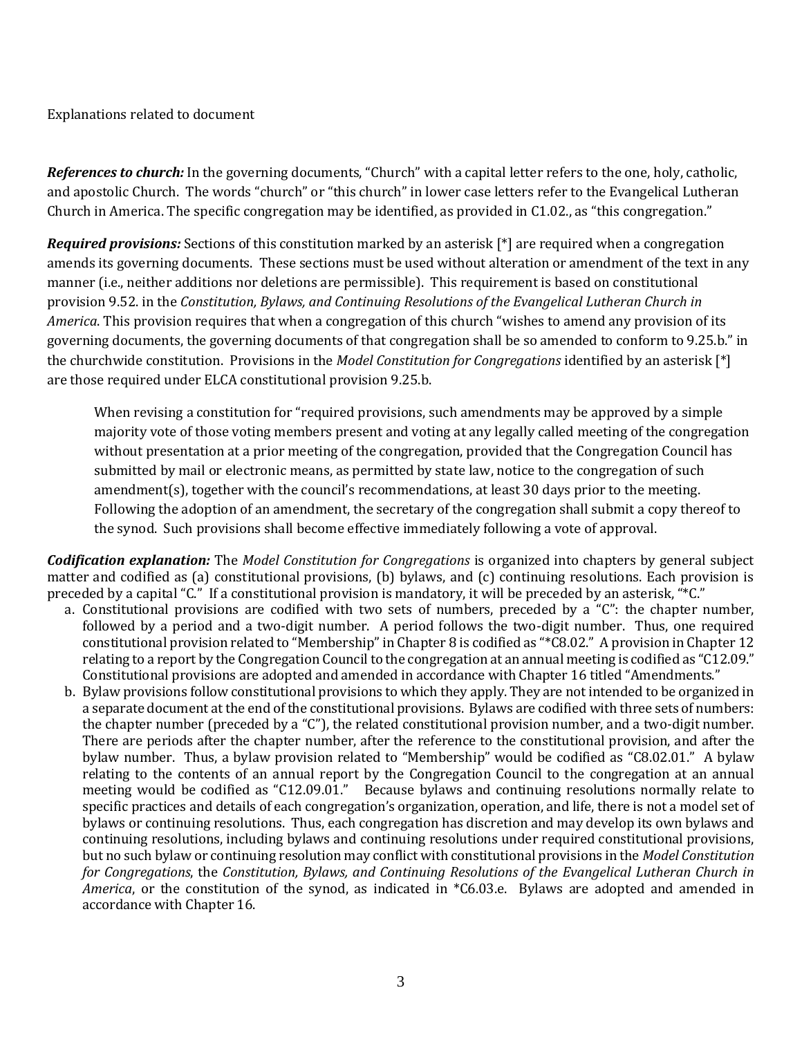Explanations related to document

***References to church:*** In the governing documents, "Church" with a capital letter refers to the one, holy, catholic, and apostolic Church. The words "church" or "this church" in lower case letters refer to the Evangelical Lutheran Church in America. The specific congregation may be identified, as provided in C1.02., as "this congregation."

***Required provisions:*** Sections of this constitution marked by an asterisk [*] are required when a congregation amends its governing documents. These sections must be used without alteration or amendment of the text in any manner (i.e., neither additions nor deletions are permissible). This requirement is based on constitutional provision 9.52. in the *Constitution, Bylaws, and Continuing Resolutions of the Evangelical Lutheran Church in America*. This provision requires that when a congregation of this church "wishes to amend any provision of its governing documents, the governing documents of that congregation shall be so amended to conform to 9.25.b." in the churchwide constitution. Provisions in the *Model Constitution for Congregations* identified by an asterisk [*] are those required under ELCA constitutional provision 9.25.b.

> When revising a constitution for "required provisions, such amendments may be approved by a simple majority vote of those voting members present and voting at any legally called meeting of the congregation without presentation at a prior meeting of the congregation, provided that the Congregation Council has submitted by mail or electronic means, as permitted by state law, notice to the congregation of such amendment(s), together with the council's recommendations, at least 30 days prior to the meeting. Following the adoption of an amendment, the secretary of the congregation shall submit a copy thereof to the synod. Such provisions shall become effective immediately following a vote of approval.

***Codification explanation:*** The *Model Constitution for Congregations* is organized into chapters by general subject matter and codified as (a) constitutional provisions, (b) bylaws, and (c) continuing resolutions. Each provision is preceded by a capital "C." If a constitutional provision is mandatory, it will be preceded by an asterisk, "*C."

a. Constitutional provisions are codified with two sets of numbers, preceded by a "C": the chapter number, followed by a period and a two-digit number. A period follows the two-digit number. Thus, one required constitutional provision related to "Membership" in Chapter 8 is codified as "*C8.02." A provision in Chapter 12 relating to a report by the Congregation Council to the congregation at an annual meeting is codified as "C12.09." Constitutional provisions are adopted and amended in accordance with Chapter 16 titled "Amendments."
b. Bylaw provisions follow constitutional provisions to which they apply. They are not intended to be organized in a separate document at the end of the constitutional provisions. Bylaws are codified with three sets of numbers: the chapter number (preceded by a "C"), the related constitutional provision number, and a two-digit number. There are periods after the chapter number, after the reference to the constitutional provision, and after the bylaw number. Thus, a bylaw provision related to "Membership" would be codified as "C8.02.01." A bylaw relating to the contents of an annual report by the Congregation Council to the congregation at an annual meeting would be codified as "C12.09.01." Because bylaws and continuing resolutions normally relate to specific practices and details of each congregation's organization, operation, and life, there is not a model set of bylaws or continuing resolutions. Thus, each congregation has discretion and may develop its own bylaws and continuing resolutions, including bylaws and continuing resolutions under required constitutional provisions, but no such bylaw or continuing resolution may conflict with constitutional provisions in the *Model Constitution for Congregations*, the *Constitution, Bylaws, and Continuing Resolutions of the Evangelical Lutheran Church in America*, or the constitution of the synod, as indicated in *C6.03.e. Bylaws are adopted and amended in accordance with Chapter 16.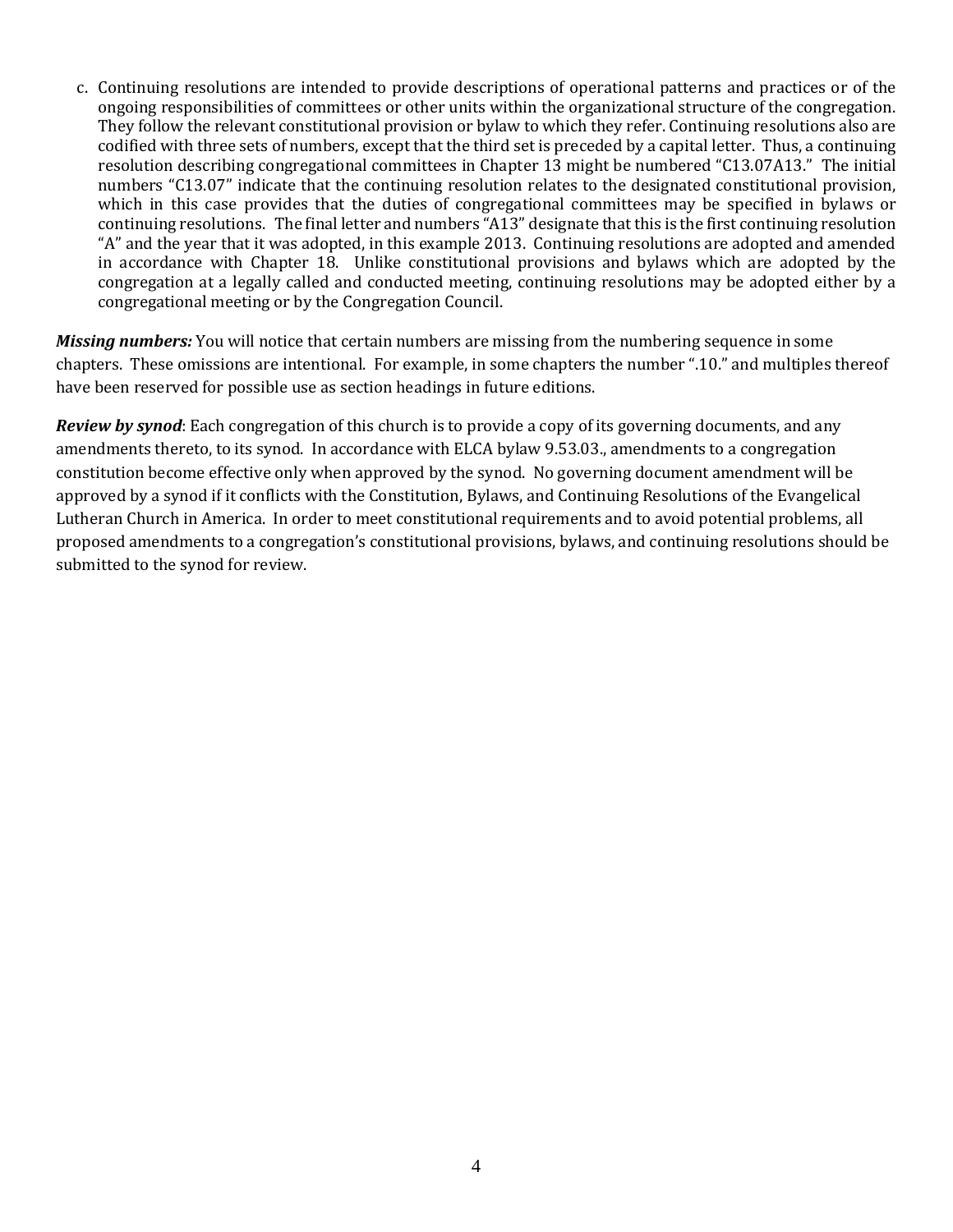c. Continuing resolutions are intended to provide descriptions of operational patterns and practices or of the ongoing responsibilities of committees or other units within the organizational structure of the congregation. They follow the relevant constitutional provision or bylaw to which they refer. Continuing resolutions also are codified with three sets of numbers, except that the third set is preceded by a capital letter. Thus, a continuing resolution describing congregational committees in Chapter 13 might be numbered "C13.07A13." The initial numbers "C13.07" indicate that the continuing resolution relates to the designated constitutional provision, which in this case provides that the duties of congregational committees may be specified in bylaws or continuing resolutions. The final letter and numbers "A13" designate that this is the first continuing resolution "A" and the year that it was adopted, in this example 2013. Continuing resolutions are adopted and amended in accordance with Chapter 18. Unlike constitutional provisions and bylaws which are adopted by the congregation at a legally called and conducted meeting, continuing resolutions may be adopted either by a congregational meeting or by the Congregation Council.

***Missing numbers:*** You will notice that certain numbers are missing from the numbering sequence in some chapters. These omissions are intentional. For example, in some chapters the number ".10." and multiples thereof have been reserved for possible use as section headings in future editions.

***Review by synod***: Each congregation of this church is to provide a copy of its governing documents, and any amendments thereto, to its synod. In accordance with ELCA bylaw 9.53.03., amendments to a congregation constitution become effective only when approved by the synod. No governing document amendment will be approved by a synod if it conflicts with the Constitution, Bylaws, and Continuing Resolutions of the Evangelical Lutheran Church in America. In order to meet constitutional requirements and to avoid potential problems, all proposed amendments to a congregation's constitutional provisions, bylaws, and continuing resolutions should be submitted to the synod for review.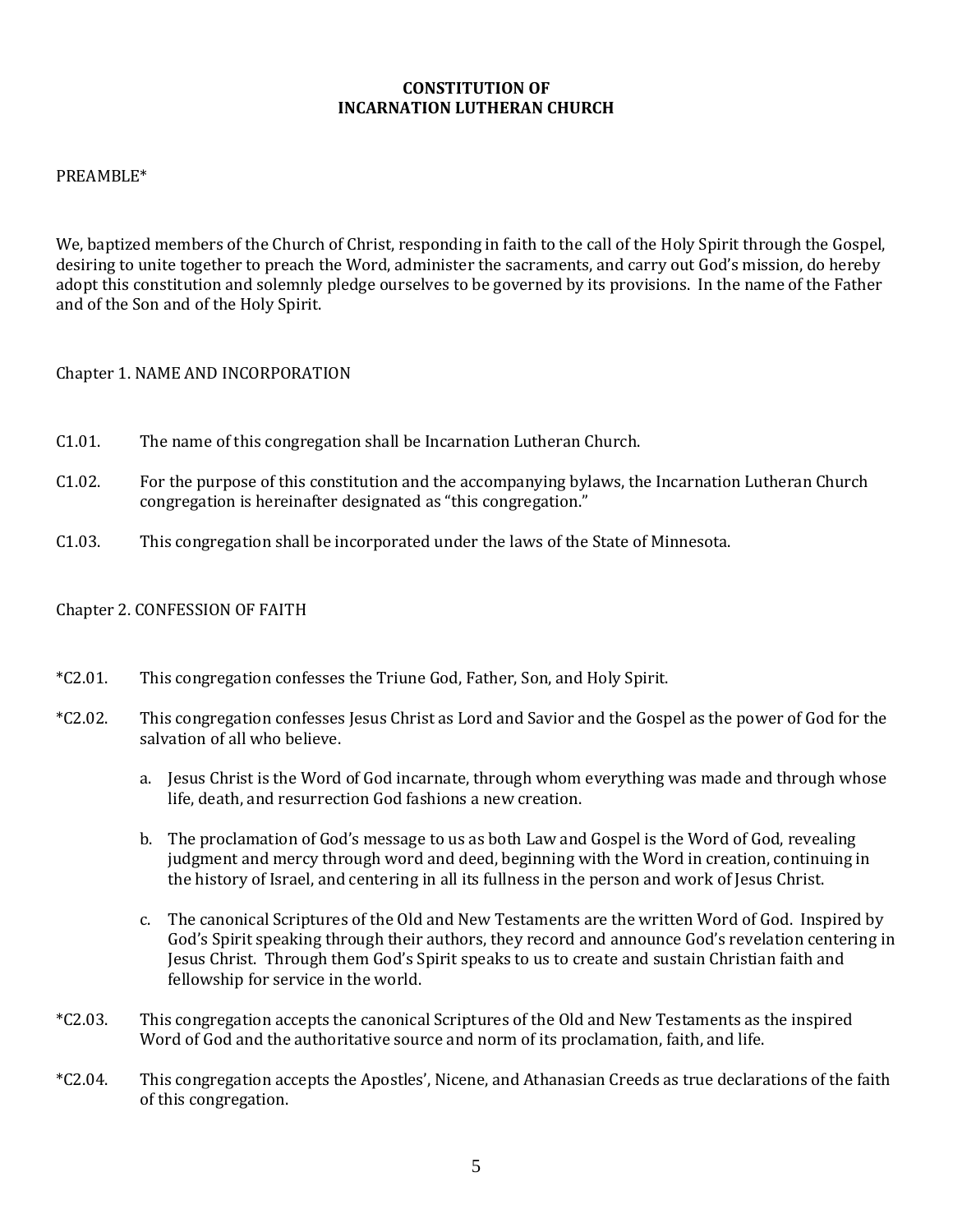# CONSTITUTION OF INCARNATION LUTHERAN CHURCH

PREAMBLE*

We, baptized members of the Church of Christ, responding in faith to the call of the Holy Spirit through the Gospel, desiring to unite together to preach the Word, administer the sacraments, and carry out God's mission, do hereby adopt this constitution and solemnly pledge ourselves to be governed by its provisions. In the name of the Father and of the Son and of the Holy Spirit.

Chapter 1. NAME AND INCORPORATION

C1.01. The name of this congregation shall be Incarnation Lutheran Church.

C1.02. For the purpose of this constitution and the accompanying bylaws, the Incarnation Lutheran Church congregation is hereinafter designated as "this congregation."

C1.03. This congregation shall be incorporated under the laws of the State of Minnesota.

Chapter 2. CONFESSION OF FAITH

*C2.01. This congregation confesses the Triune God, Father, Son, and Holy Spirit.

*C2.02. This congregation confesses Jesus Christ as Lord and Savior and the Gospel as the power of God for the salvation of all who believe.

a. Jesus Christ is the Word of God incarnate, through whom everything was made and through whose life, death, and resurrection God fashions a new creation.

b. The proclamation of God's message to us as both Law and Gospel is the Word of God, revealing judgment and mercy through word and deed, beginning with the Word in creation, continuing in the history of Israel, and centering in all its fullness in the person and work of Jesus Christ.

c. The canonical Scriptures of the Old and New Testaments are the written Word of God. Inspired by God's Spirit speaking through their authors, they record and announce God's revelation centering in Jesus Christ. Through them God's Spirit speaks to us to create and sustain Christian faith and fellowship for service in the world.

*C2.03. This congregation accepts the canonical Scriptures of the Old and New Testaments as the inspired Word of God and the authoritative source and norm of its proclamation, faith, and life.

*C2.04. This congregation accepts the Apostles', Nicene, and Athanasian Creeds as true declarations of the faith of this congregation.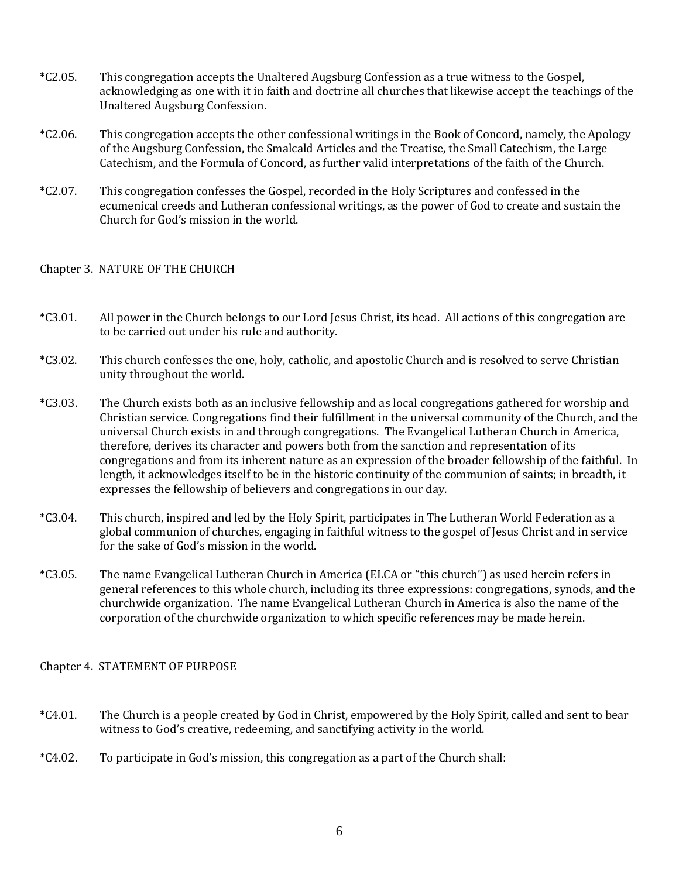*C2.05. This congregation accepts the Unaltered Augsburg Confession as a true witness to the Gospel, acknowledging as one with it in faith and doctrine all churches that likewise accept the teachings of the Unaltered Augsburg Confession.

*C2.06. This congregation accepts the other confessional writings in the Book of Concord, namely, the Apology of the Augsburg Confession, the Smalcald Articles and the Treatise, the Small Catechism, the Large Catechism, and the Formula of Concord, as further valid interpretations of the faith of the Church.

*C2.07. This congregation confesses the Gospel, recorded in the Holy Scriptures and confessed in the ecumenical creeds and Lutheran confessional writings, as the power of God to create and sustain the Church for God's mission in the world.

## Chapter 3. NATURE OF THE CHURCH

*C3.01. All power in the Church belongs to our Lord Jesus Christ, its head. All actions of this congregation are to be carried out under his rule and authority.

*C3.02. This church confesses the one, holy, catholic, and apostolic Church and is resolved to serve Christian unity throughout the world.

*C3.03. The Church exists both as an inclusive fellowship and as local congregations gathered for worship and Christian service. Congregations find their fulfillment in the universal community of the Church, and the universal Church exists in and through congregations. The Evangelical Lutheran Church in America, therefore, derives its character and powers both from the sanction and representation of its congregations and from its inherent nature as an expression of the broader fellowship of the faithful. In length, it acknowledges itself to be in the historic continuity of the communion of saints; in breadth, it expresses the fellowship of believers and congregations in our day.

*C3.04. This church, inspired and led by the Holy Spirit, participates in The Lutheran World Federation as a global communion of churches, engaging in faithful witness to the gospel of Jesus Christ and in service for the sake of God's mission in the world.

*C3.05. The name Evangelical Lutheran Church in America (ELCA or "this church") as used herein refers in general references to this whole church, including its three expressions: congregations, synods, and the churchwide organization. The name Evangelical Lutheran Church in America is also the name of the corporation of the churchwide organization to which specific references may be made herein.

## Chapter 4. STATEMENT OF PURPOSE

*C4.01. The Church is a people created by God in Christ, empowered by the Holy Spirit, called and sent to bear witness to God's creative, redeeming, and sanctifying activity in the world.

*C4.02. To participate in God's mission, this congregation as a part of the Church shall: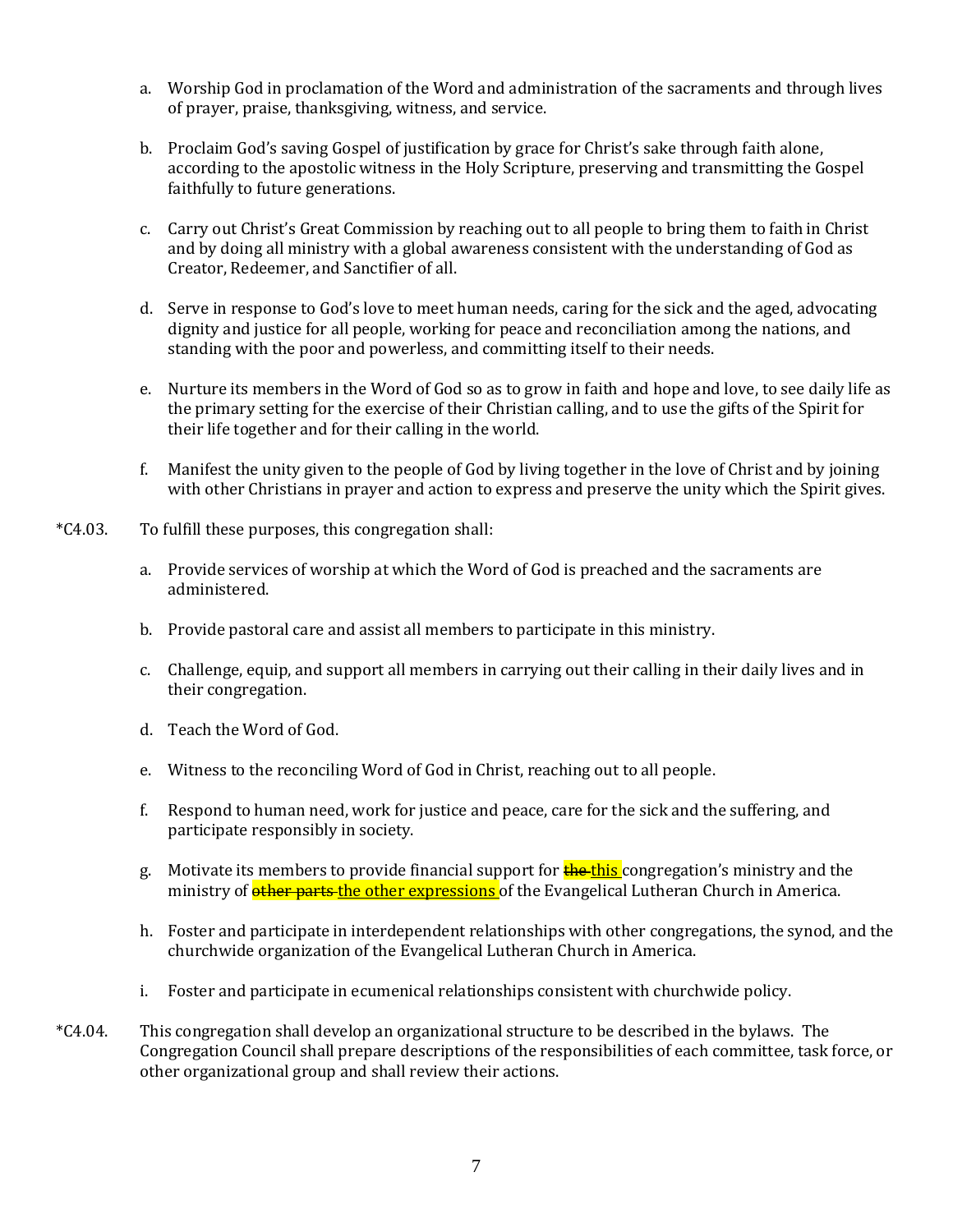a. Worship God in proclamation of the Word and administration of the sacraments and through lives of prayer, praise, thanksgiving, witness, and service.

b. Proclaim God's saving Gospel of justification by grace for Christ's sake through faith alone, according to the apostolic witness in the Holy Scripture, preserving and transmitting the Gospel faithfully to future generations.

c. Carry out Christ's Great Commission by reaching out to all people to bring them to faith in Christ and by doing all ministry with a global awareness consistent with the understanding of God as Creator, Redeemer, and Sanctifier of all.

d. Serve in response to God's love to meet human needs, caring for the sick and the aged, advocating dignity and justice for all people, working for peace and reconciliation among the nations, and standing with the poor and powerless, and committing itself to their needs.

e. Nurture its members in the Word of God so as to grow in faith and hope and love, to see daily life as the primary setting for the exercise of their Christian calling, and to use the gifts of the Spirit for their life together and for their calling in the world.

f. Manifest the unity given to the people of God by living together in the love of Christ and by joining with other Christians in prayer and action to express and preserve the unity which the Spirit gives.

*C4.03. To fulfill these purposes, this congregation shall:

a. Provide services of worship at which the Word of God is preached and the sacraments are administered.

b. Provide pastoral care and assist all members to participate in this ministry.

c. Challenge, equip, and support all members in carrying out their calling in their daily lives and in their congregation.

d. Teach the Word of God.

e. Witness to the reconciling Word of God in Christ, reaching out to all people.

f. Respond to human need, work for justice and peace, care for the sick and the suffering, and participate responsibly in society.

g. Motivate its members to provide financial support for ~~the~~ this congregation's ministry and the ministry of ~~other parts~~ the other expressions of the Evangelical Lutheran Church in America.

h. Foster and participate in interdependent relationships with other congregations, the synod, and the churchwide organization of the Evangelical Lutheran Church in America.

i. Foster and participate in ecumenical relationships consistent with churchwide policy.

*C4.04. This congregation shall develop an organizational structure to be described in the bylaws. The Congregation Council shall prepare descriptions of the responsibilities of each committee, task force, or other organizational group and shall review their actions.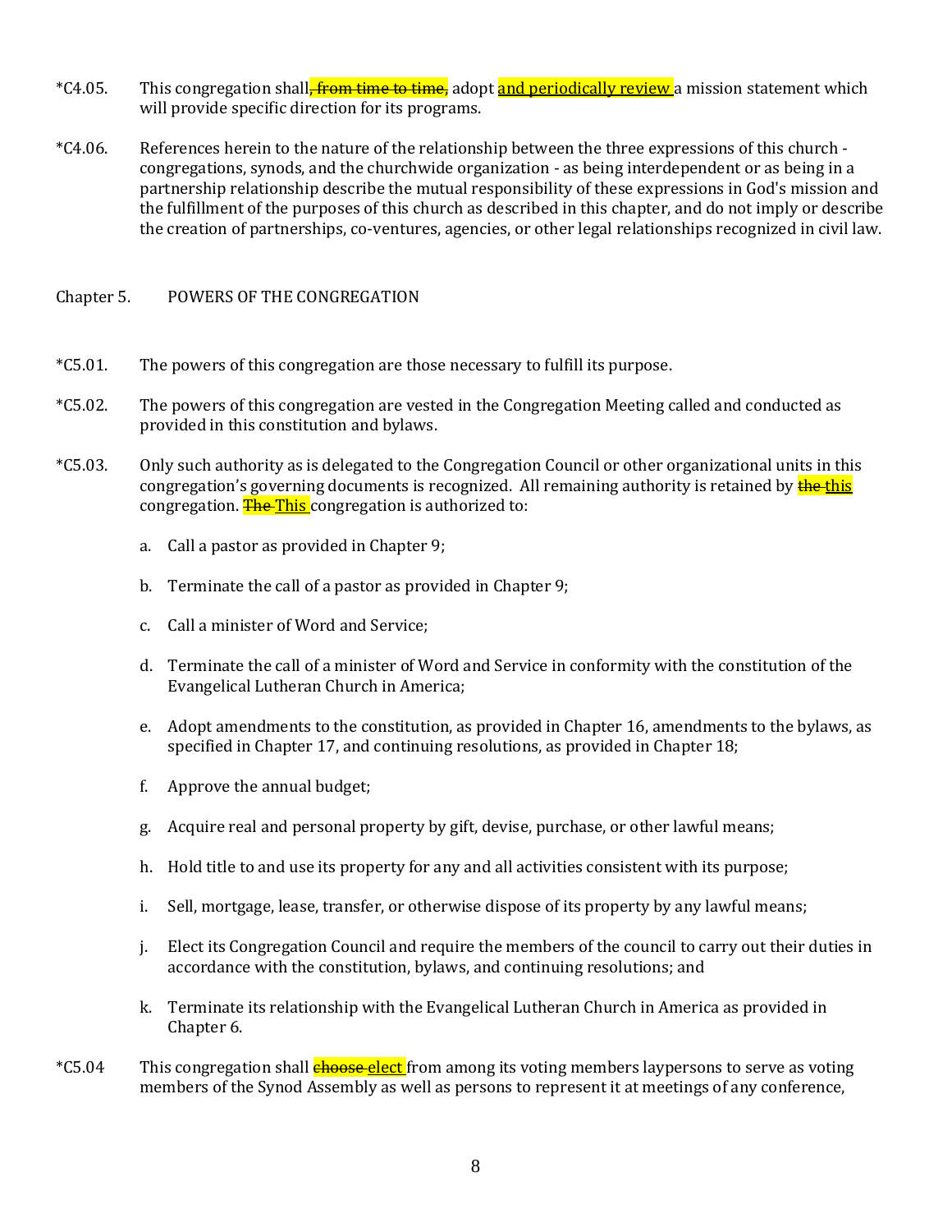*C4.05. This congregation shall~~, from time to time,~~ adopt <ins>and periodically review</ins> a mission statement which will provide specific direction for its programs.

*C4.06. References herein to the nature of the relationship between the three expressions of this church - congregations, synods, and the churchwide organization - as being interdependent or as being in a partnership relationship describe the mutual responsibility of these expressions in God's mission and the fulfillment of the purposes of this church as described in this chapter, and do not imply or describe the creation of partnerships, co-ventures, agencies, or other legal relationships recognized in civil law.

## Chapter 5. POWERS OF THE CONGREGATION

*C5.01. The powers of this congregation are those necessary to fulfill its purpose.

*C5.02. The powers of this congregation are vested in the Congregation Meeting called and conducted as provided in this constitution and bylaws.

*C5.03. Only such authority as is delegated to the Congregation Council or other organizational units in this congregation's governing documents is recognized. All remaining authority is retained by ~~the~~ <ins>this</ins> congregation. ~~The~~ <ins>This</ins> congregation is authorized to:

a. Call a pastor as provided in Chapter 9;

b. Terminate the call of a pastor as provided in Chapter 9;

c. Call a minister of Word and Service;

d. Terminate the call of a minister of Word and Service in conformity with the constitution of the Evangelical Lutheran Church in America;

e. Adopt amendments to the constitution, as provided in Chapter 16, amendments to the bylaws, as specified in Chapter 17, and continuing resolutions, as provided in Chapter 18;

f. Approve the annual budget;

g. Acquire real and personal property by gift, devise, purchase, or other lawful means;

h. Hold title to and use its property for any and all activities consistent with its purpose;

i. Sell, mortgage, lease, transfer, or otherwise dispose of its property by any lawful means;

j. Elect its Congregation Council and require the members of the council to carry out their duties in accordance with the constitution, bylaws, and continuing resolutions; and

k. Terminate its relationship with the Evangelical Lutheran Church in America as provided in Chapter 6.

*C5.04 This congregation shall ~~choose~~ <ins>elect</ins> from among its voting members laypersons to serve as voting members of the Synod Assembly as well as persons to represent it at meetings of any conference,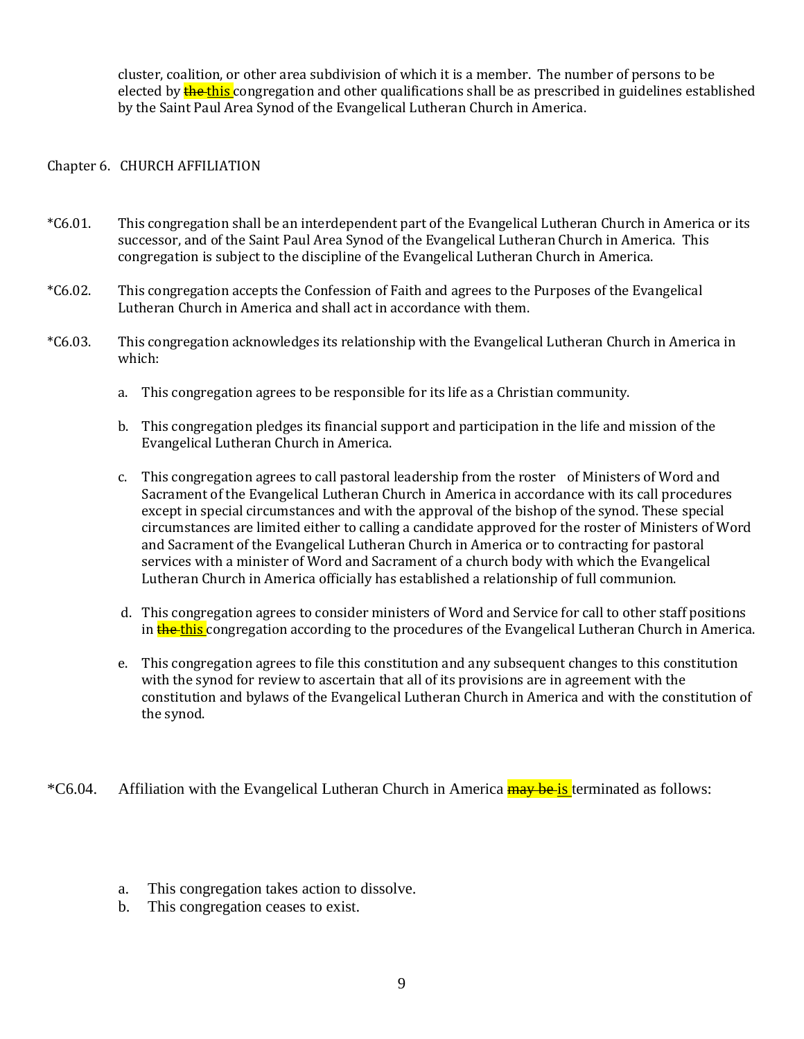cluster, coalition, or other area subdivision of which it is a member. The number of persons to be elected by ~~the~~ this congregation and other qualifications shall be as prescribed in guidelines established by the Saint Paul Area Synod of the Evangelical Lutheran Church in America.

## Chapter 6. CHURCH AFFILIATION

*C6.01. This congregation shall be an interdependent part of the Evangelical Lutheran Church in America or its successor, and of the Saint Paul Area Synod of the Evangelical Lutheran Church in America. This congregation is subject to the discipline of the Evangelical Lutheran Church in America.

*C6.02. This congregation accepts the Confession of Faith and agrees to the Purposes of the Evangelical Lutheran Church in America and shall act in accordance with them.

*C6.03. This congregation acknowledges its relationship with the Evangelical Lutheran Church in America in which:

a. This congregation agrees to be responsible for its life as a Christian community.

b. This congregation pledges its financial support and participation in the life and mission of the Evangelical Lutheran Church in America.

c. This congregation agrees to call pastoral leadership from the roster of Ministers of Word and Sacrament of the Evangelical Lutheran Church in America in accordance with its call procedures except in special circumstances and with the approval of the bishop of the synod. These special circumstances are limited either to calling a candidate approved for the roster of Ministers of Word and Sacrament of the Evangelical Lutheran Church in America or to contracting for pastoral services with a minister of Word and Sacrament of a church body with which the Evangelical Lutheran Church in America officially has established a relationship of full communion.

d. This congregation agrees to consider ministers of Word and Service for call to other staff positions in ~~the~~ this congregation according to the procedures of the Evangelical Lutheran Church in America.

e. This congregation agrees to file this constitution and any subsequent changes to this constitution with the synod for review to ascertain that all of its provisions are in agreement with the constitution and bylaws of the Evangelical Lutheran Church in America and with the constitution of the synod.

*C6.04. Affiliation with the Evangelical Lutheran Church in America ~~may be~~ is terminated as follows:

a. This congregation takes action to dissolve.
b. This congregation ceases to exist.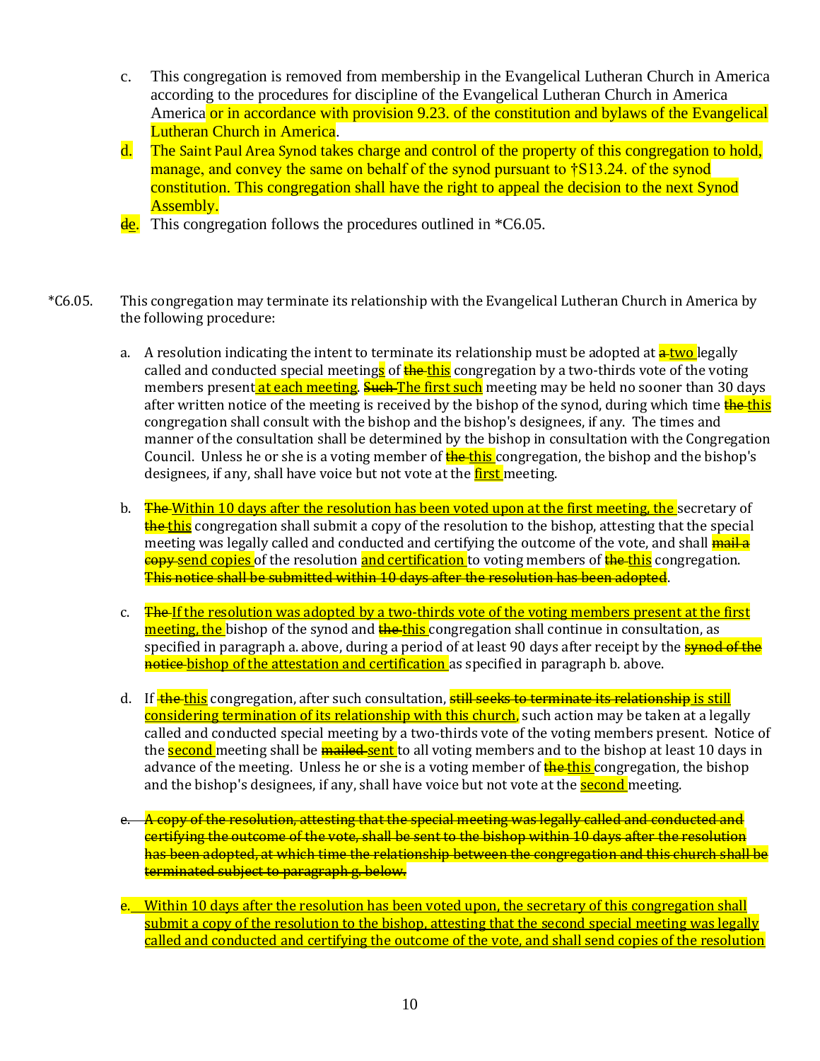c. This congregation is removed from membership in the Evangelical Lutheran Church in America according to the procedures for discipline of the Evangelical Lutheran Church in America America or in accordance with provision 9.23. of the constitution and bylaws of the Evangelical Lutheran Church in America.

d. The Saint Paul Area Synod takes charge and control of the property of this congregation to hold, manage, and convey the same on behalf of the synod pursuant to †S13.24. of the synod constitution. This congregation shall have the right to appeal the decision to the next Synod Assembly.

~~d~~e. This congregation follows the procedures outlined in *C6.05.

*C6.05. This congregation may terminate its relationship with the Evangelical Lutheran Church in America by the following procedure:

a. A resolution indicating the intent to terminate its relationship must be adopted at ~~a~~ two legally called and conducted special meetings of ~~the~~ this congregation by a two-thirds vote of the voting members present at each meeting. ~~Such~~ The first such meeting may be held no sooner than 30 days after written notice of the meeting is received by the bishop of the synod, during which time ~~the~~ this congregation shall consult with the bishop and the bishop's designees, if any. The times and manner of the consultation shall be determined by the bishop in consultation with the Congregation Council. Unless he or she is a voting member of ~~the~~ this congregation, the bishop and the bishop's designees, if any, shall have voice but not vote at the first meeting.

b. ~~The~~ Within 10 days after the resolution has been voted upon at the first meeting, the secretary of ~~the~~ this congregation shall submit a copy of the resolution to the bishop, attesting that the special meeting was legally called and conducted and certifying the outcome of the vote, and shall ~~mail a copy~~ send copies of the resolution and certification to voting members of ~~the~~ this congregation. ~~This notice shall be submitted within 10 days after the resolution has been adopted~~.

c. ~~The~~ If the resolution was adopted by a two-thirds vote of the voting members present at the first meeting, the bishop of the synod and ~~the~~ this congregation shall continue in consultation, as specified in paragraph a. above, during a period of at least 90 days after receipt by the ~~synod of the notice~~ bishop of the attestation and certification as specified in paragraph b. above.

d. If ~~the~~ this congregation, after such consultation, ~~still seeks to terminate its relationship~~ is still considering termination of its relationship with this church, such action may be taken at a legally called and conducted special meeting by a two-thirds vote of the voting members present. Notice of the second meeting shall be ~~mailed~~ sent to all voting members and to the bishop at least 10 days in advance of the meeting. Unless he or she is a voting member of ~~the~~ this congregation, the bishop and the bishop's designees, if any, shall have voice but not vote at the second meeting.

~~e. A copy of the resolution, attesting that the special meeting was legally called and conducted and certifying the outcome of the vote, shall be sent to the bishop within 10 days after the resolution has been adopted, at which time the relationship between the congregation and this church shall be terminated subject to paragraph g. below.~~

e. Within 10 days after the resolution has been voted upon, the secretary of this congregation shall submit a copy of the resolution to the bishop, attesting that the second special meeting was legally called and conducted and certifying the outcome of the vote, and shall send copies of the resolution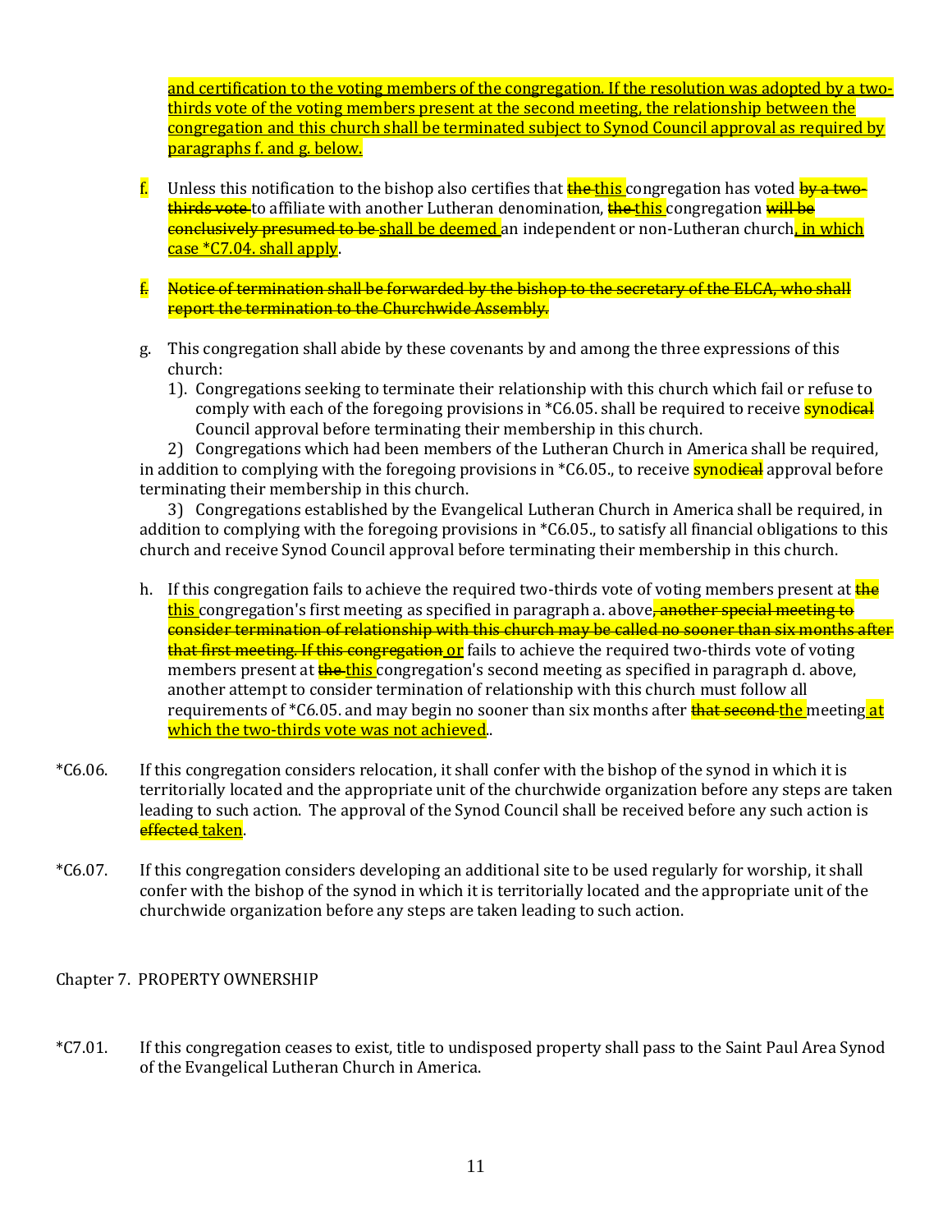and certification to the voting members of the congregation. If the resolution was adopted by a two-thirds vote of the voting members present at the second meeting, the relationship between the congregation and this church shall be terminated subject to Synod Council approval as required by paragraphs f. and g. below.

f. Unless this notification to the bishop also certifies that ~~the~~ this congregation has voted ~~by a two-thirds vote~~ to affiliate with another Lutheran denomination, ~~the~~ this congregation ~~will be conclusively presumed to be~~ shall be deemed an independent or non-Lutheran church, in which case *C7.04. shall apply.

~~f. Notice of termination shall be forwarded by the bishop to the secretary of the ELCA, who shall report the termination to the Churchwide Assembly.~~

g. This congregation shall abide by these covenants by and among the three expressions of this church:
   1). Congregations seeking to terminate their relationship with this church which fail or refuse to comply with each of the foregoing provisions in *C6.05. shall be required to receive synod~~ical~~ Council approval before terminating their membership in this church.
   2) Congregations which had been members of the Lutheran Church in America shall be required, in addition to complying with the foregoing provisions in *C6.05., to receive synod~~ical~~ approval before terminating their membership in this church.
   3) Congregations established by the Evangelical Lutheran Church in America shall be required, in addition to complying with the foregoing provisions in *C6.05., to satisfy all financial obligations to this church and receive Synod Council approval before terminating their membership in this church.

h. If this congregation fails to achieve the required two-thirds vote of voting members present at ~~the~~ this congregation's first meeting as specified in paragraph a. above~~, another special meeting to consider termination of relationship with this church may be called no sooner than six months after that first meeting. If this congregation~~ or fails to achieve the required two-thirds vote of voting members present at ~~the~~ this congregation's second meeting as specified in paragraph d. above, another attempt to consider termination of relationship with this church must follow all requirements of *C6.05. and may begin no sooner than six months after ~~that second~~ the meeting at which the two-thirds vote was not achieved..

*C6.06. If this congregation considers relocation, it shall confer with the bishop of the synod in which it is territorially located and the appropriate unit of the churchwide organization before any steps are taken leading to such action. The approval of the Synod Council shall be received before any such action is ~~effected~~ taken.

*C6.07. If this congregation considers developing an additional site to be used regularly for worship, it shall confer with the bishop of the synod in which it is territorially located and the appropriate unit of the churchwide organization before any steps are taken leading to such action.

## Chapter 7. PROPERTY OWNERSHIP

*C7.01. If this congregation ceases to exist, title to undisposed property shall pass to the Saint Paul Area Synod of the Evangelical Lutheran Church in America.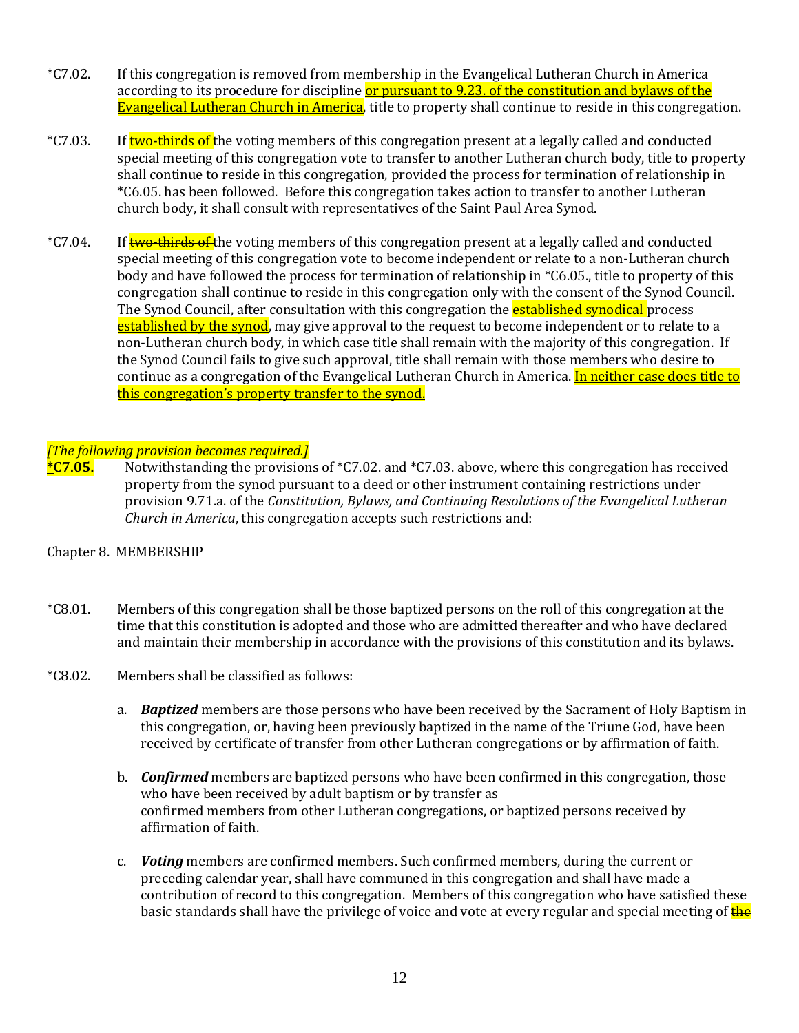*C7.02. If this congregation is removed from membership in the Evangelical Lutheran Church in America according to its procedure for discipline <u>or pursuant to 9.23. of the constitution and bylaws of the Evangelical Lutheran Church in America</u>, title to property shall continue to reside in this congregation.

*C7.03. If ~~two-thirds of~~ the voting members of this congregation present at a legally called and conducted special meeting of this congregation vote to transfer to another Lutheran church body, title to property shall continue to reside in this congregation, provided the process for termination of relationship in *C6.05. has been followed. Before this congregation takes action to transfer to another Lutheran church body, it shall consult with representatives of the Saint Paul Area Synod.

*C7.04. If ~~two-thirds of~~ the voting members of this congregation present at a legally called and conducted special meeting of this congregation vote to become independent or relate to a non-Lutheran church body and have followed the process for termination of relationship in *C6.05., title to property of this congregation shall continue to reside in this congregation only with the consent of the Synod Council. The Synod Council, after consultation with this congregation the ~~established synodical~~ process <u>established by the synod</u>, may give approval to the request to become independent or to relate to a non-Lutheran church body, in which case title shall remain with the majority of this congregation. If the Synod Council fails to give such approval, title shall remain with those members who desire to continue as a congregation of the Evangelical Lutheran Church in America. <u>In neither case does title to this congregation's property transfer to the synod.</u>

*<u>[The following provision becomes required.]</u>*

**<u>*C7.05.</u>** Notwithstanding the provisions of *C7.02. and *C7.03. above, where this congregation has received property from the synod pursuant to a deed or other instrument containing restrictions under provision 9.71.a. of the *Constitution, Bylaws, and Continuing Resolutions of the Evangelical Lutheran Church in America*, this congregation accepts such restrictions and:

Chapter 8. MEMBERSHIP

*C8.01. Members of this congregation shall be those baptized persons on the roll of this congregation at the time that this constitution is adopted and those who are admitted thereafter and who have declared and maintain their membership in accordance with the provisions of this constitution and its bylaws.

*C8.02. Members shall be classified as follows:

a. ***Baptized*** members are those persons who have been received by the Sacrament of Holy Baptism in this congregation, or, having been previously baptized in the name of the Triune God, have been received by certificate of transfer from other Lutheran congregations or by affirmation of faith.

b. ***Confirmed*** members are baptized persons who have been confirmed in this congregation, those who have been received by adult baptism or by transfer as confirmed members from other Lutheran congregations, or baptized persons received by affirmation of faith.

c. ***Voting*** members are confirmed members. Such confirmed members, during the current or preceding calendar year, shall have communed in this congregation and shall have made a contribution of record to this congregation. Members of this congregation who have satisfied these basic standards shall have the privilege of voice and vote at every regular and special meeting of ~~the~~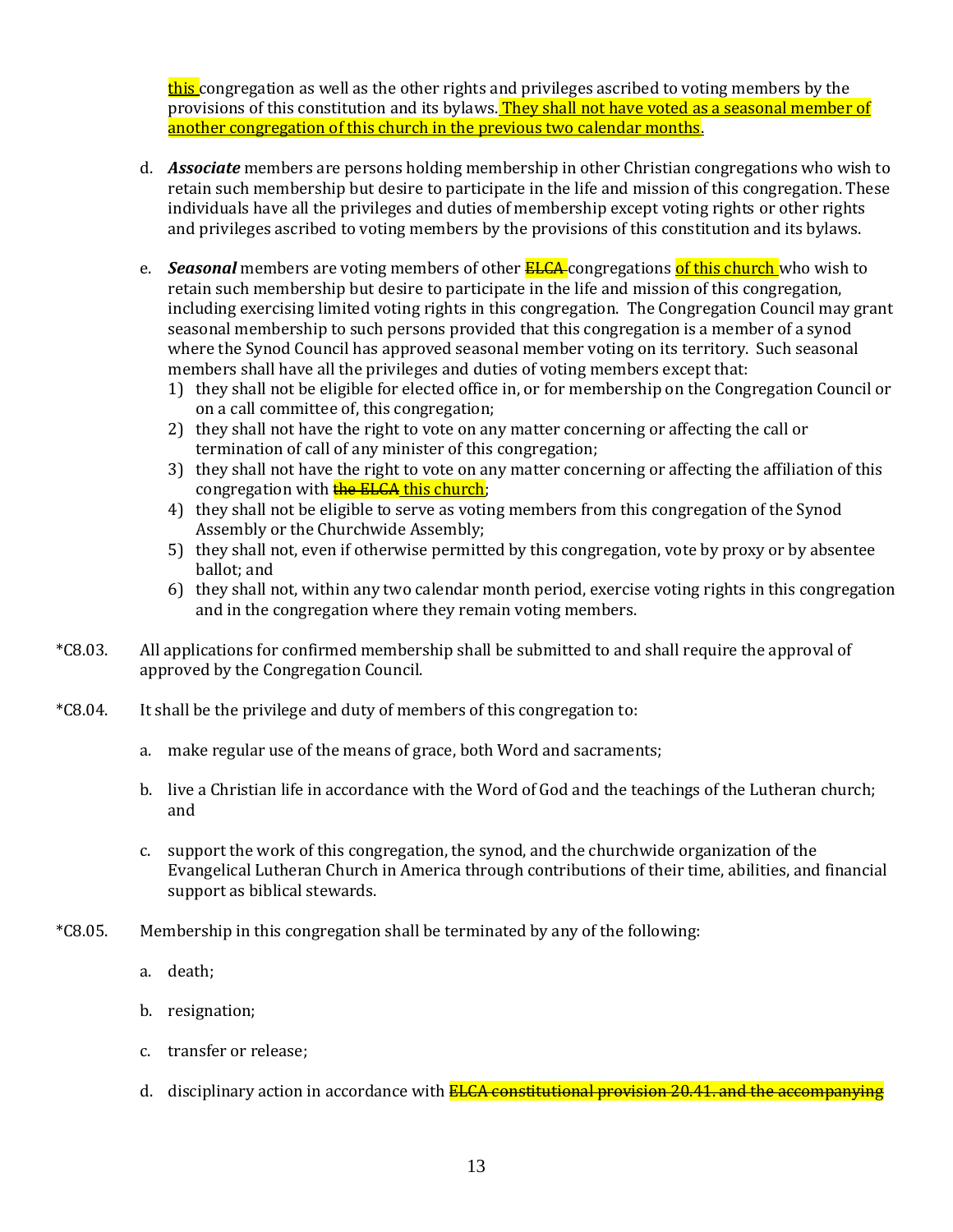this congregation as well as the other rights and privileges ascribed to voting members by the provisions of this constitution and its bylaws. <u>They shall not have voted as a seasonal member of another congregation of this church in the previous two calendar months</u>.

d. ***Associate*** members are persons holding membership in other Christian congregations who wish to retain such membership but desire to participate in the life and mission of this congregation. These individuals have all the privileges and duties of membership except voting rights or other rights and privileges ascribed to voting members by the provisions of this constitution and its bylaws.

e. ***Seasonal*** members are voting members of other ~~ELCA~~ congregations <u>of this church</u> who wish to retain such membership but desire to participate in the life and mission of this congregation, including exercising limited voting rights in this congregation. The Congregation Council may grant seasonal membership to such persons provided that this congregation is a member of a synod where the Synod Council has approved seasonal member voting on its territory. Such seasonal members shall have all the privileges and duties of voting members except that:
   1) they shall not be eligible for elected office in, or for membership on the Congregation Council or on a call committee of, this congregation;
   2) they shall not have the right to vote on any matter concerning or affecting the call or termination of call of any minister of this congregation;
   3) they shall not have the right to vote on any matter concerning or affecting the affiliation of this congregation with ~~the ELCA~~ <u>this church</u>;
   4) they shall not be eligible to serve as voting members from this congregation of the Synod Assembly or the Churchwide Assembly;
   5) they shall not, even if otherwise permitted by this congregation, vote by proxy or by absentee ballot; and
   6) they shall not, within any two calendar month period, exercise voting rights in this congregation and in the congregation where they remain voting members.

*C8.03. All applications for confirmed membership shall be submitted to and shall require the approval of approved by the Congregation Council.

*C8.04. It shall be the privilege and duty of members of this congregation to:

a. make regular use of the means of grace, both Word and sacraments;

b. live a Christian life in accordance with the Word of God and the teachings of the Lutheran church; and

c. support the work of this congregation, the synod, and the churchwide organization of the Evangelical Lutheran Church in America through contributions of their time, abilities, and financial support as biblical stewards.

*C8.05. Membership in this congregation shall be terminated by any of the following:

a. death;

b. resignation;

c. transfer or release;

d. disciplinary action in accordance with ~~ELCA constitutional provision 20.41. and the accompanying~~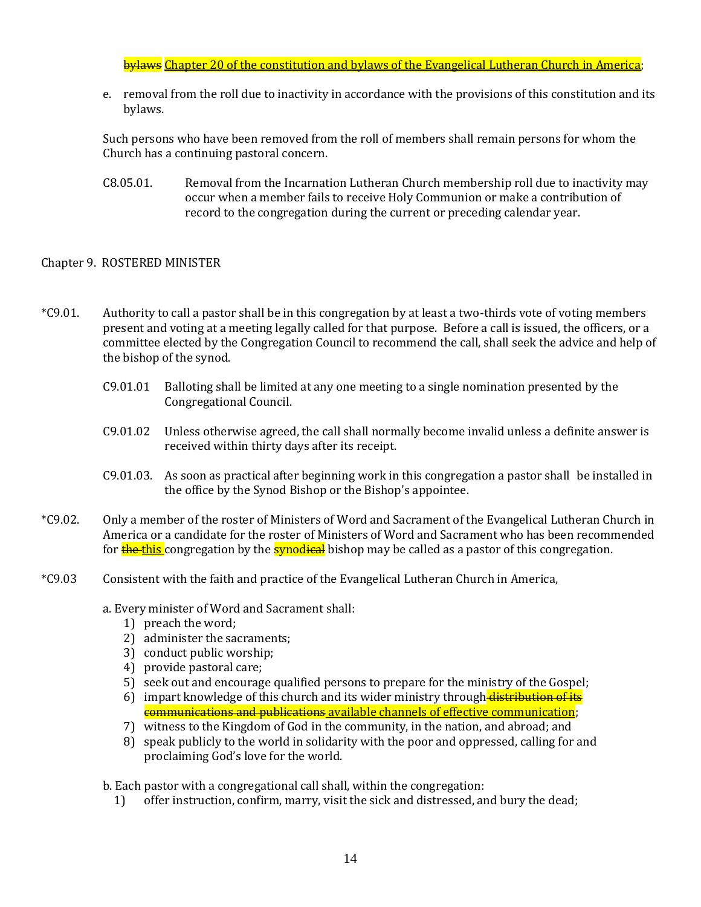~~bylaws~~ Chapter 20 of the constitution and bylaws of the Evangelical Lutheran Church in America;

e. removal from the roll due to inactivity in accordance with the provisions of this constitution and its bylaws.

Such persons who have been removed from the roll of members shall remain persons for whom the Church has a continuing pastoral concern.

C8.05.01. Removal from the Incarnation Lutheran Church membership roll due to inactivity may occur when a member fails to receive Holy Communion or make a contribution of record to the congregation during the current or preceding calendar year.

## Chapter 9. ROSTERED MINISTER

*C9.01. Authority to call a pastor shall be in this congregation by at least a two-thirds vote of voting members present and voting at a meeting legally called for that purpose. Before a call is issued, the officers, or a committee elected by the Congregation Council to recommend the call, shall seek the advice and help of the bishop of the synod.

C9.01.01 Balloting shall be limited at any one meeting to a single nomination presented by the Congregational Council.

C9.01.02 Unless otherwise agreed, the call shall normally become invalid unless a definite answer is received within thirty days after its receipt.

C9.01.03. As soon as practical after beginning work in this congregation a pastor shall be installed in the office by the Synod Bishop or the Bishop's appointee.

*C9.02. Only a member of the roster of Ministers of Word and Sacrament of the Evangelical Lutheran Church in America or a candidate for the roster of Ministers of Word and Sacrament who has been recommended for ~~the~~ this congregation by the synod~~ical~~ bishop may be called as a pastor of this congregation.

*C9.03 Consistent with the faith and practice of the Evangelical Lutheran Church in America,

a. Every minister of Word and Sacrament shall:

1) preach the word;
2) administer the sacraments;
3) conduct public worship;
4) provide pastoral care;
5) seek out and encourage qualified persons to prepare for the ministry of the Gospel;
6) impart knowledge of this church and its wider ministry through ~~distribution of its communications and publications~~ available channels of effective communication;
7) witness to the Kingdom of God in the community, in the nation, and abroad; and
8) speak publicly to the world in solidarity with the poor and oppressed, calling for and proclaiming God's love for the world.

b. Each pastor with a congregational call shall, within the congregation:

1) offer instruction, confirm, marry, visit the sick and distressed, and bury the dead;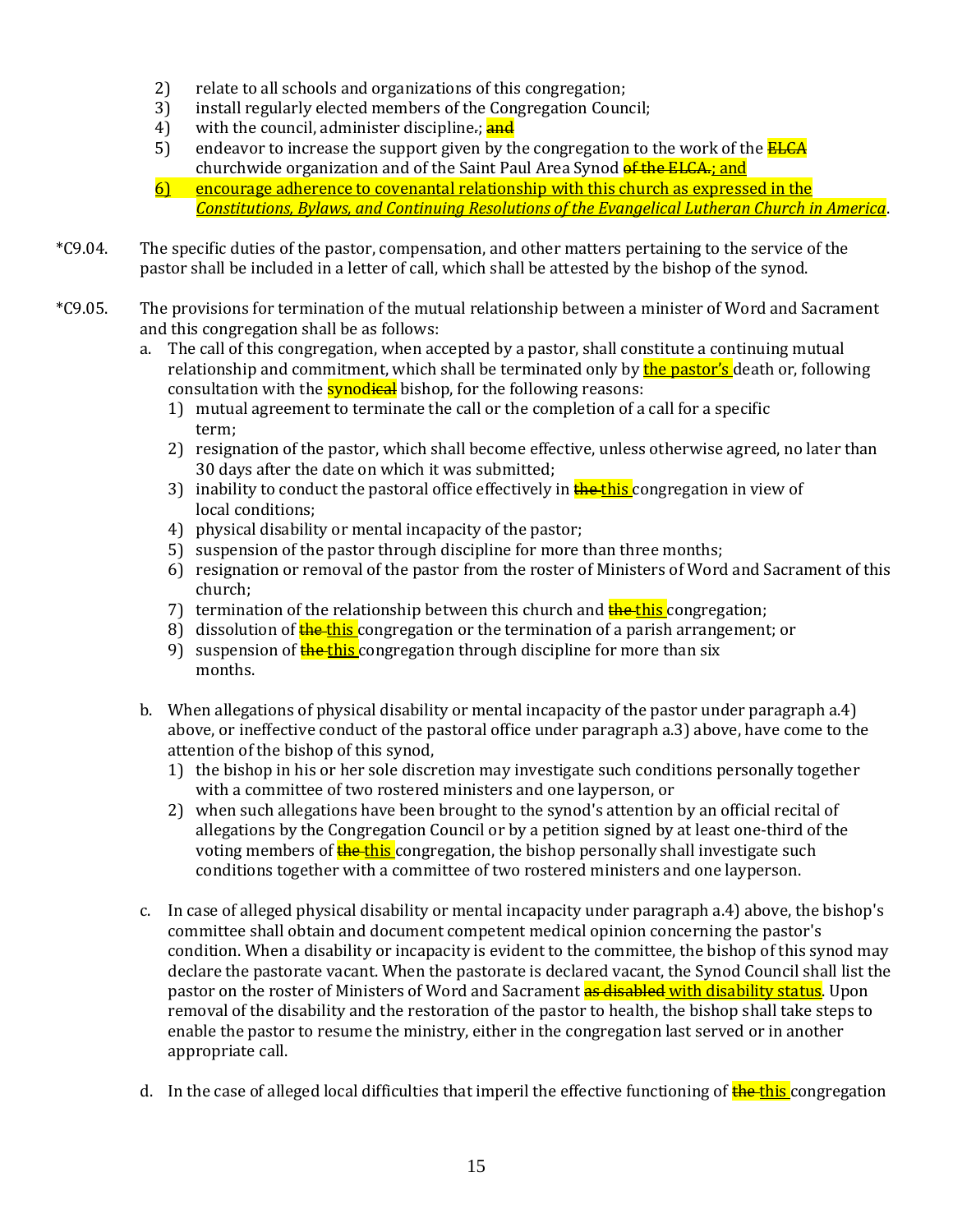2) relate to all schools and organizations of this congregation;
3) install regularly elected members of the Congregation Council;
4) with the council, administer discipline.; ~~and~~
5) endeavor to increase the support given by the congregation to the work of the ~~ELCA~~ churchwide organization and of the Saint Paul Area Synod ~~of the ELCA.~~; and
6) encourage adherence to covenantal relationship with this church as expressed in the *Constitutions, Bylaws, and Continuing Resolutions of the Evangelical Lutheran Church in America*.

*C9.04. The specific duties of the pastor, compensation, and other matters pertaining to the service of the pastor shall be included in a letter of call, which shall be attested by the bishop of the synod.

*C9.05. The provisions for termination of the mutual relationship between a minister of Word and Sacrament and this congregation shall be as follows:

a. The call of this congregation, when accepted by a pastor, shall constitute a continuing mutual relationship and commitment, which shall be terminated only by the pastor's death or, following consultation with the synod~~ical~~ bishop, for the following reasons:
   1) mutual agreement to terminate the call or the completion of a call for a specific term;
   2) resignation of the pastor, which shall become effective, unless otherwise agreed, no later than 30 days after the date on which it was submitted;
   3) inability to conduct the pastoral office effectively in ~~the~~ this congregation in view of local conditions;
   4) physical disability or mental incapacity of the pastor;
   5) suspension of the pastor through discipline for more than three months;
   6) resignation or removal of the pastor from the roster of Ministers of Word and Sacrament of this church;
   7) termination of the relationship between this church and ~~the~~ this congregation;
   8) dissolution of ~~the~~ this congregation or the termination of a parish arrangement; or
   9) suspension of ~~the~~ this congregation through discipline for more than six months.

b. When allegations of physical disability or mental incapacity of the pastor under paragraph a.4) above, or ineffective conduct of the pastoral office under paragraph a.3) above, have come to the attention of the bishop of this synod,
   1) the bishop in his or her sole discretion may investigate such conditions personally together with a committee of two rostered ministers and one layperson, or
   2) when such allegations have been brought to the synod's attention by an official recital of allegations by the Congregation Council or by a petition signed by at least one-third of the voting members of ~~the~~ this congregation, the bishop personally shall investigate such conditions together with a committee of two rostered ministers and one layperson.

c. In case of alleged physical disability or mental incapacity under paragraph a.4) above, the bishop's committee shall obtain and document competent medical opinion concerning the pastor's condition. When a disability or incapacity is evident to the committee, the bishop of this synod may declare the pastorate vacant. When the pastorate is declared vacant, the Synod Council shall list the pastor on the roster of Ministers of Word and Sacrament ~~as disabled~~ with disability status. Upon removal of the disability and the restoration of the pastor to health, the bishop shall take steps to enable the pastor to resume the ministry, either in the congregation last served or in another appropriate call.

d. In the case of alleged local difficulties that imperil the effective functioning of ~~the~~ this congregation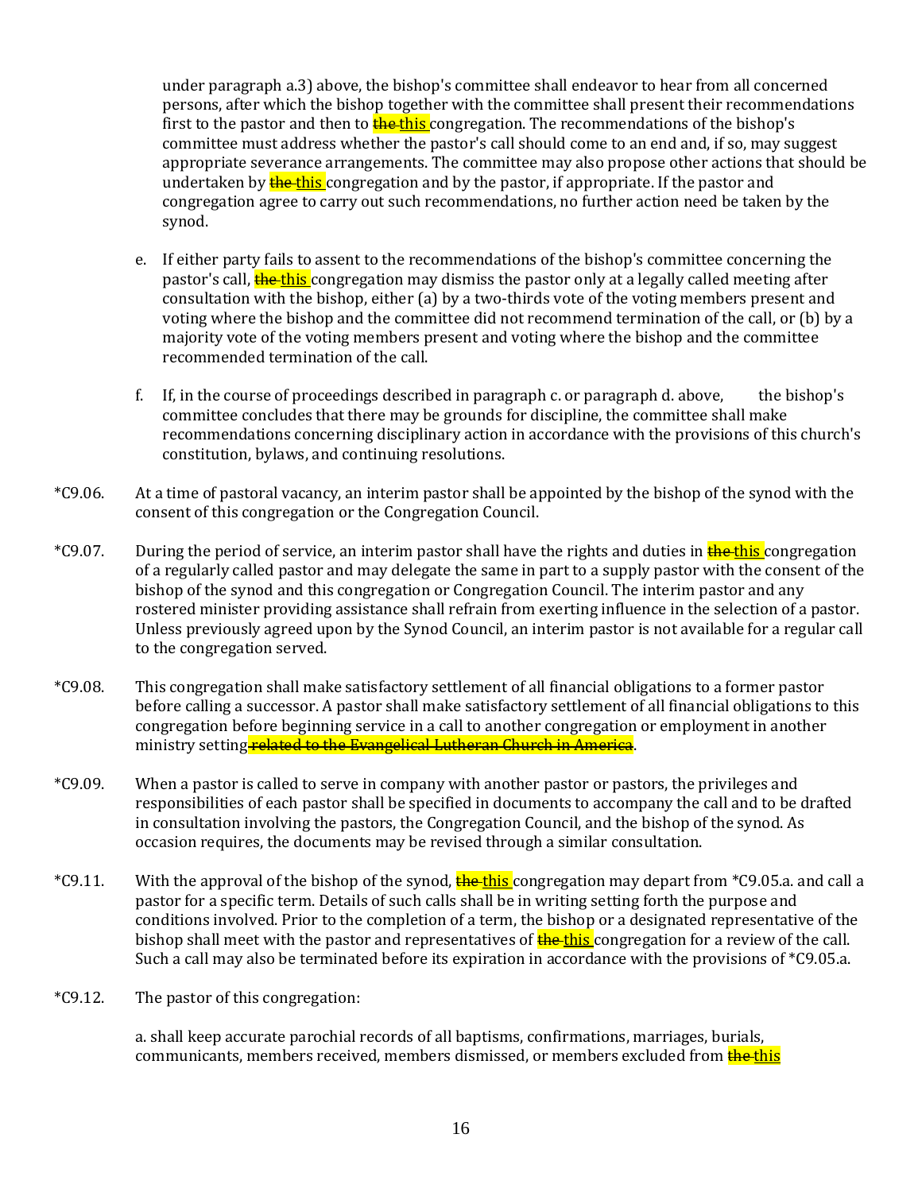under paragraph a.3) above, the bishop's committee shall endeavor to hear from all concerned persons, after which the bishop together with the committee shall present their recommendations first to the pastor and then to ~~the~~ this congregation. The recommendations of the bishop's committee must address whether the pastor's call should come to an end and, if so, may suggest appropriate severance arrangements. The committee may also propose other actions that should be undertaken by ~~the~~ this congregation and by the pastor, if appropriate. If the pastor and congregation agree to carry out such recommendations, no further action need be taken by the synod.

e. If either party fails to assent to the recommendations of the bishop's committee concerning the pastor's call, ~~the~~ this congregation may dismiss the pastor only at a legally called meeting after consultation with the bishop, either (a) by a two-thirds vote of the voting members present and voting where the bishop and the committee did not recommend termination of the call, or (b) by a majority vote of the voting members present and voting where the bishop and the committee recommended termination of the call.

f. If, in the course of proceedings described in paragraph c. or paragraph d. above, the bishop's committee concludes that there may be grounds for discipline, the committee shall make recommendations concerning disciplinary action in accordance with the provisions of this church's constitution, bylaws, and continuing resolutions.

*C9.06. At a time of pastoral vacancy, an interim pastor shall be appointed by the bishop of the synod with the consent of this congregation or the Congregation Council.

*C9.07. During the period of service, an interim pastor shall have the rights and duties in ~~the~~ this congregation of a regularly called pastor and may delegate the same in part to a supply pastor with the consent of the bishop of the synod and this congregation or Congregation Council. The interim pastor and any rostered minister providing assistance shall refrain from exerting influence in the selection of a pastor. Unless previously agreed upon by the Synod Council, an interim pastor is not available for a regular call to the congregation served.

*C9.08. This congregation shall make satisfactory settlement of all financial obligations to a former pastor before calling a successor. A pastor shall make satisfactory settlement of all financial obligations to this congregation before beginning service in a call to another congregation or employment in another ministry setting ~~related to the Evangelical Lutheran Church in America~~.

*C9.09. When a pastor is called to serve in company with another pastor or pastors, the privileges and responsibilities of each pastor shall be specified in documents to accompany the call and to be drafted in consultation involving the pastors, the Congregation Council, and the bishop of the synod. As occasion requires, the documents may be revised through a similar consultation.

*C9.11. With the approval of the bishop of the synod, ~~the~~ this congregation may depart from *C9.05.a. and call a pastor for a specific term. Details of such calls shall be in writing setting forth the purpose and conditions involved. Prior to the completion of a term, the bishop or a designated representative of the bishop shall meet with the pastor and representatives of ~~the~~ this congregation for a review of the call. Such a call may also be terminated before its expiration in accordance with the provisions of *C9.05.a.

*C9.12. The pastor of this congregation:

a. shall keep accurate parochial records of all baptisms, confirmations, marriages, burials, communicants, members received, members dismissed, or members excluded from ~~the~~ this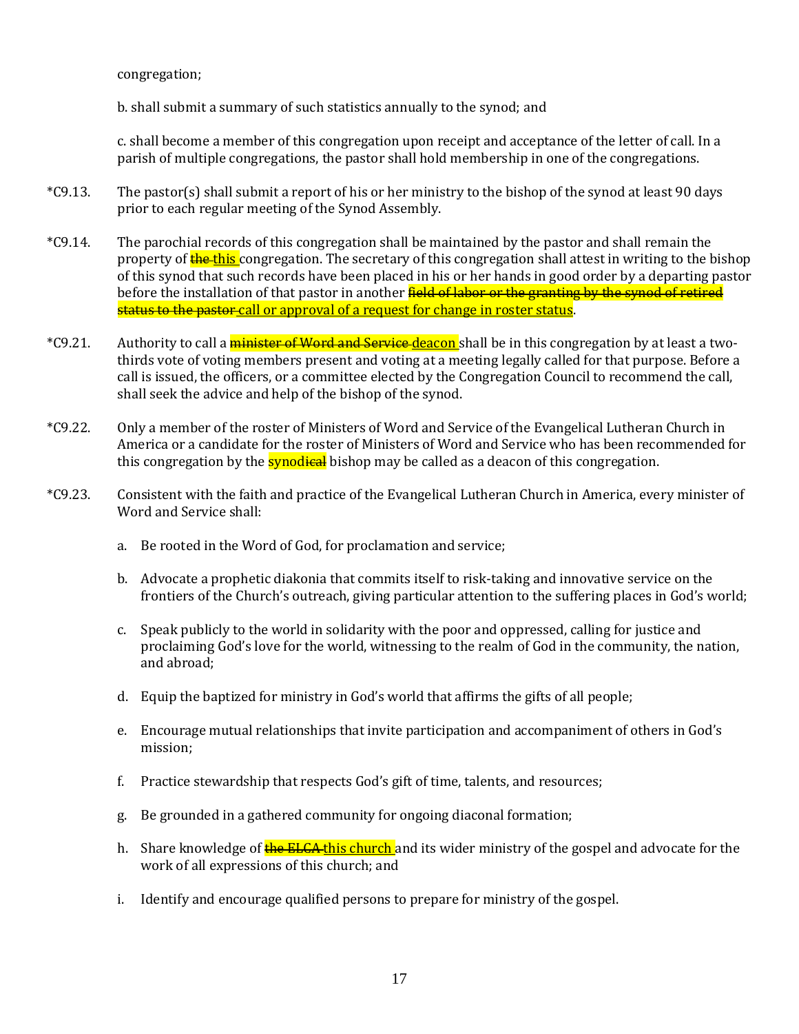congregation;

b. shall submit a summary of such statistics annually to the synod; and

c. shall become a member of this congregation upon receipt and acceptance of the letter of call. In a parish of multiple congregations, the pastor shall hold membership in one of the congregations.

*C9.13. The pastor(s) shall submit a report of his or her ministry to the bishop of the synod at least 90 days prior to each regular meeting of the Synod Assembly.

*C9.14. The parochial records of this congregation shall be maintained by the pastor and shall remain the property of ~~the~~ this congregation. The secretary of this congregation shall attest in writing to the bishop of this synod that such records have been placed in his or her hands in good order by a departing pastor before the installation of that pastor in another ~~field of labor or the granting by the synod of retired status to the pastor~~ call or approval of a request for change in roster status.

*C9.21. Authority to call a ~~minister of Word and Service~~ deacon shall be in this congregation by at least a two-thirds vote of voting members present and voting at a meeting legally called for that purpose. Before a call is issued, the officers, or a committee elected by the Congregation Council to recommend the call, shall seek the advice and help of the bishop of the synod.

*C9.22. Only a member of the roster of Ministers of Word and Service of the Evangelical Lutheran Church in America or a candidate for the roster of Ministers of Word and Service who has been recommended for this congregation by the synod~~ical~~ bishop may be called as a deacon of this congregation.

*C9.23. Consistent with the faith and practice of the Evangelical Lutheran Church in America, every minister of Word and Service shall:

a. Be rooted in the Word of God, for proclamation and service;

b. Advocate a prophetic diakonia that commits itself to risk-taking and innovative service on the frontiers of the Church's outreach, giving particular attention to the suffering places in God's world;

c. Speak publicly to the world in solidarity with the poor and oppressed, calling for justice and proclaiming God's love for the world, witnessing to the realm of God in the community, the nation, and abroad;

d. Equip the baptized for ministry in God's world that affirms the gifts of all people;

e. Encourage mutual relationships that invite participation and accompaniment of others in God's mission;

f. Practice stewardship that respects God's gift of time, talents, and resources;

g. Be grounded in a gathered community for ongoing diaconal formation;

h. Share knowledge of ~~the ELCA~~ this church and its wider ministry of the gospel and advocate for the work of all expressions of this church; and

i. Identify and encourage qualified persons to prepare for ministry of the gospel.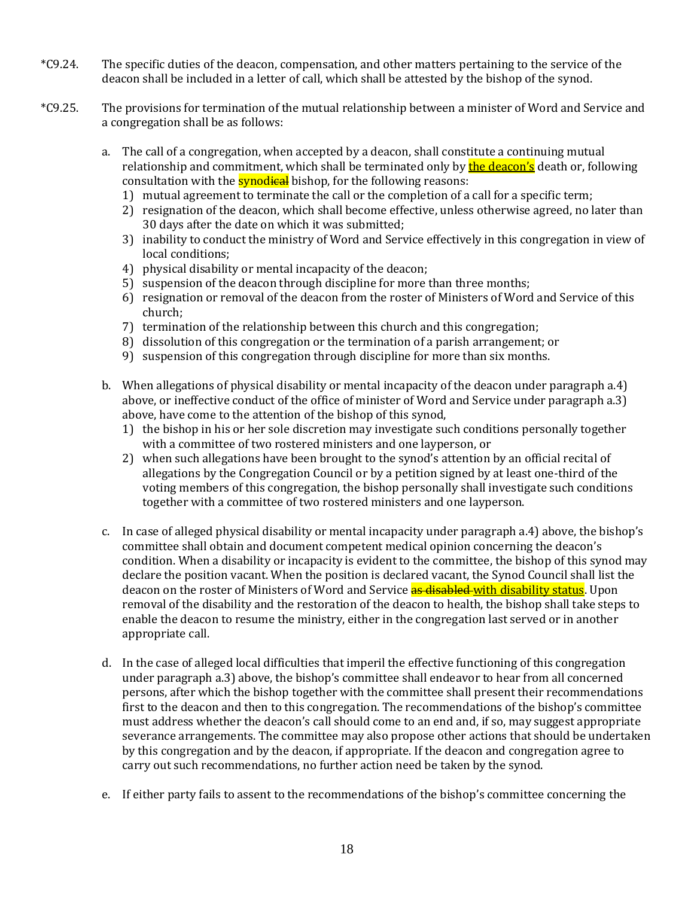*C9.24. The specific duties of the deacon, compensation, and other matters pertaining to the service of the deacon shall be included in a letter of call, which shall be attested by the bishop of the synod.

*C9.25. The provisions for termination of the mutual relationship between a minister of Word and Service and a congregation shall be as follows:

a. The call of a congregation, when accepted by a deacon, shall constitute a continuing mutual relationship and commitment, which shall be terminated only by <u>the deacon's</u> death or, following consultation with the synod~~ical~~ bishop, for the following reasons:
   1) mutual agreement to terminate the call or the completion of a call for a specific term;
   2) resignation of the deacon, which shall become effective, unless otherwise agreed, no later than 30 days after the date on which it was submitted;
   3) inability to conduct the ministry of Word and Service effectively in this congregation in view of local conditions;
   4) physical disability or mental incapacity of the deacon;
   5) suspension of the deacon through discipline for more than three months;
   6) resignation or removal of the deacon from the roster of Ministers of Word and Service of this church;
   7) termination of the relationship between this church and this congregation;
   8) dissolution of this congregation or the termination of a parish arrangement; or
   9) suspension of this congregation through discipline for more than six months.

b. When allegations of physical disability or mental incapacity of the deacon under paragraph a.4) above, or ineffective conduct of the office of minister of Word and Service under paragraph a.3) above, have come to the attention of the bishop of this synod,
   1) the bishop in his or her sole discretion may investigate such conditions personally together with a committee of two rostered ministers and one layperson, or
   2) when such allegations have been brought to the synod's attention by an official recital of allegations by the Congregation Council or by a petition signed by at least one-third of the voting members of this congregation, the bishop personally shall investigate such conditions together with a committee of two rostered ministers and one layperson.

c. In case of alleged physical disability or mental incapacity under paragraph a.4) above, the bishop's committee shall obtain and document competent medical opinion concerning the deacon's condition. When a disability or incapacity is evident to the committee, the bishop of this synod may declare the position vacant. When the position is declared vacant, the Synod Council shall list the deacon on the roster of Ministers of Word and Service ~~as disabled~~ <u>with disability status</u>. Upon removal of the disability and the restoration of the deacon to health, the bishop shall take steps to enable the deacon to resume the ministry, either in the congregation last served or in another appropriate call.

d. In the case of alleged local difficulties that imperil the effective functioning of this congregation under paragraph a.3) above, the bishop's committee shall endeavor to hear from all concerned persons, after which the bishop together with the committee shall present their recommendations first to the deacon and then to this congregation. The recommendations of the bishop's committee must address whether the deacon's call should come to an end and, if so, may suggest appropriate severance arrangements. The committee may also propose other actions that should be undertaken by this congregation and by the deacon, if appropriate. If the deacon and congregation agree to carry out such recommendations, no further action need be taken by the synod.

e. If either party fails to assent to the recommendations of the bishop's committee concerning the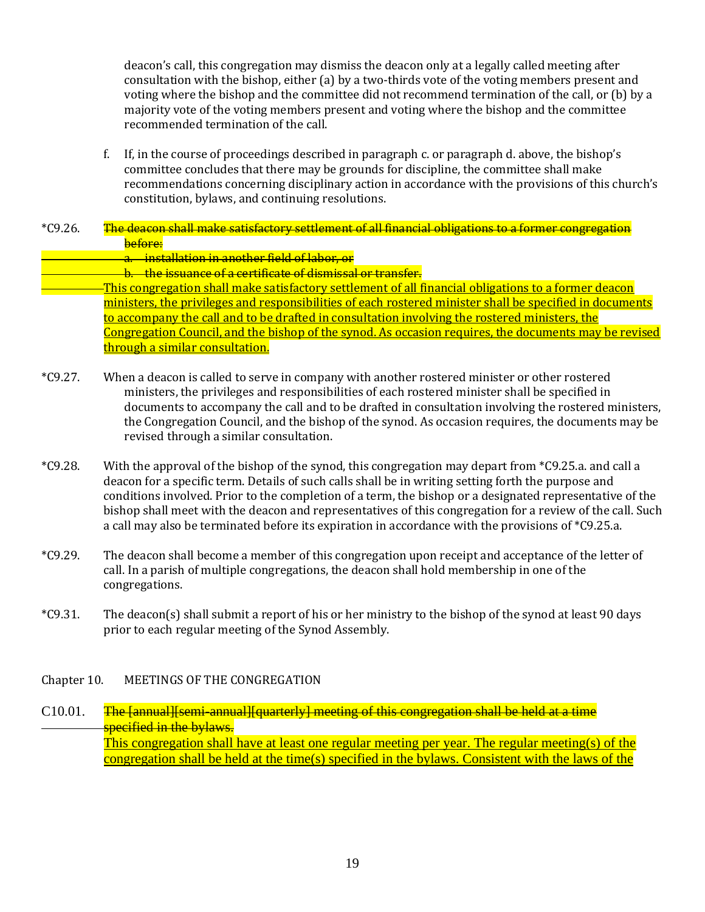deacon's call, this congregation may dismiss the deacon only at a legally called meeting after consultation with the bishop, either (a) by a two-thirds vote of the voting members present and voting where the bishop and the committee did not recommend termination of the call, or (b) by a majority vote of the voting members present and voting where the bishop and the committee recommended termination of the call.

f. If, in the course of proceedings described in paragraph c. or paragraph d. above, the bishop's committee concludes that there may be grounds for discipline, the committee shall make recommendations concerning disciplinary action in accordance with the provisions of this church's constitution, bylaws, and continuing resolutions.

*C9.26. ~~The deacon shall make satisfactory settlement of all financial obligations to a former congregation before:~~
~~a. installation in another field of labor, or~~
~~b. the issuance of a certificate of dismissal or transfer.~~
<u>This congregation shall make satisfactory settlement of all financial obligations to a former deacon ministers, the privileges and responsibilities of each rostered minister shall be specified in documents to accompany the call and to be drafted in consultation involving the rostered ministers, the Congregation Council, and the bishop of the synod. As occasion requires, the documents may be revised through a similar consultation.</u>

*C9.27. When a deacon is called to serve in company with another rostered minister or other rostered ministers, the privileges and responsibilities of each rostered minister shall be specified in documents to accompany the call and to be drafted in consultation involving the rostered ministers, the Congregation Council, and the bishop of the synod. As occasion requires, the documents may be revised through a similar consultation.

*C9.28. With the approval of the bishop of the synod, this congregation may depart from *C9.25.a. and call a deacon for a specific term. Details of such calls shall be in writing setting forth the purpose and conditions involved. Prior to the completion of a term, the bishop or a designated representative of the bishop shall meet with the deacon and representatives of this congregation for a review of the call. Such a call may also be terminated before its expiration in accordance with the provisions of *C9.25.a.

*C9.29. The deacon shall become a member of this congregation upon receipt and acceptance of the letter of call. In a parish of multiple congregations, the deacon shall hold membership in one of the congregations.

*C9.31. The deacon(s) shall submit a report of his or her ministry to the bishop of the synod at least 90 days prior to each regular meeting of the Synod Assembly.

## Chapter 10. MEETINGS OF THE CONGREGATION

C10.01. ~~The [annual][semi-annual][quarterly] meeting of this congregation shall be held at a time specified in the bylaws.~~
<u>This congregation shall have at least one regular meeting per year. The regular meeting(s) of the congregation shall be held at the time(s) specified in the bylaws. Consistent with the laws of the</u>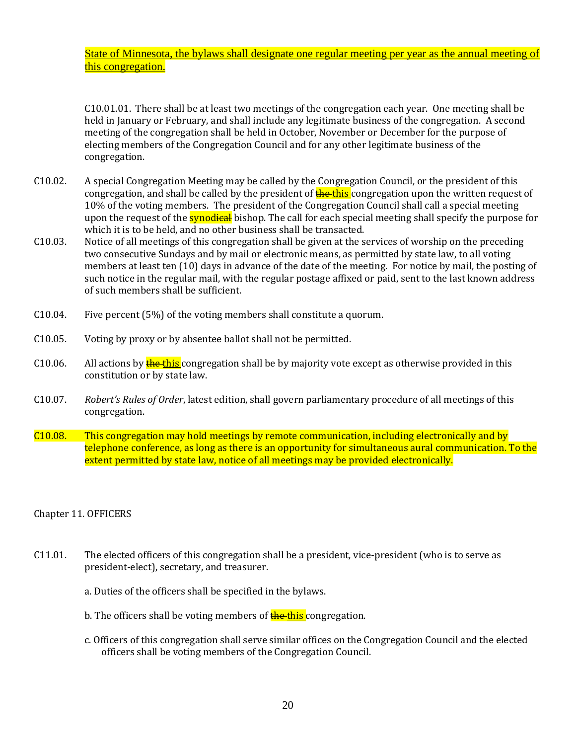State of Minnesota, the bylaws shall designate one regular meeting per year as the annual meeting of this congregation.

C10.01.01. There shall be at least two meetings of the congregation each year. One meeting shall be held in January or February, and shall include any legitimate business of the congregation. A second meeting of the congregation shall be held in October, November or December for the purpose of electing members of the Congregation Council and for any other legitimate business of the congregation.

C10.02. A special Congregation Meeting may be called by the Congregation Council, or the president of this congregation, and shall be called by the president of ~~the~~ this congregation upon the written request of 10% of the voting members. The president of the Congregation Council shall call a special meeting upon the request of the synod~~ical~~ bishop. The call for each special meeting shall specify the purpose for which it is to be held, and no other business shall be transacted.

C10.03. Notice of all meetings of this congregation shall be given at the services of worship on the preceding two consecutive Sundays and by mail or electronic means, as permitted by state law, to all voting members at least ten (10) days in advance of the date of the meeting. For notice by mail, the posting of such notice in the regular mail, with the regular postage affixed or paid, sent to the last known address of such members shall be sufficient.

C10.04. Five percent (5%) of the voting members shall constitute a quorum.

C10.05. Voting by proxy or by absentee ballot shall not be permitted.

C10.06. All actions by ~~the~~ this congregation shall be by majority vote except as otherwise provided in this constitution or by state law.

C10.07. *Robert's Rules of Order*, latest edition, shall govern parliamentary procedure of all meetings of this congregation.

C10.08. This congregation may hold meetings by remote communication, including electronically and by telephone conference, as long as there is an opportunity for simultaneous aural communication. To the extent permitted by state law, notice of all meetings may be provided electronically.

## Chapter 11. OFFICERS

C11.01. The elected officers of this congregation shall be a president, vice-president (who is to serve as president-elect), secretary, and treasurer.

a. Duties of the officers shall be specified in the bylaws.

b. The officers shall be voting members of ~~the~~ this congregation.

c. Officers of this congregation shall serve similar offices on the Congregation Council and the elected officers shall be voting members of the Congregation Council.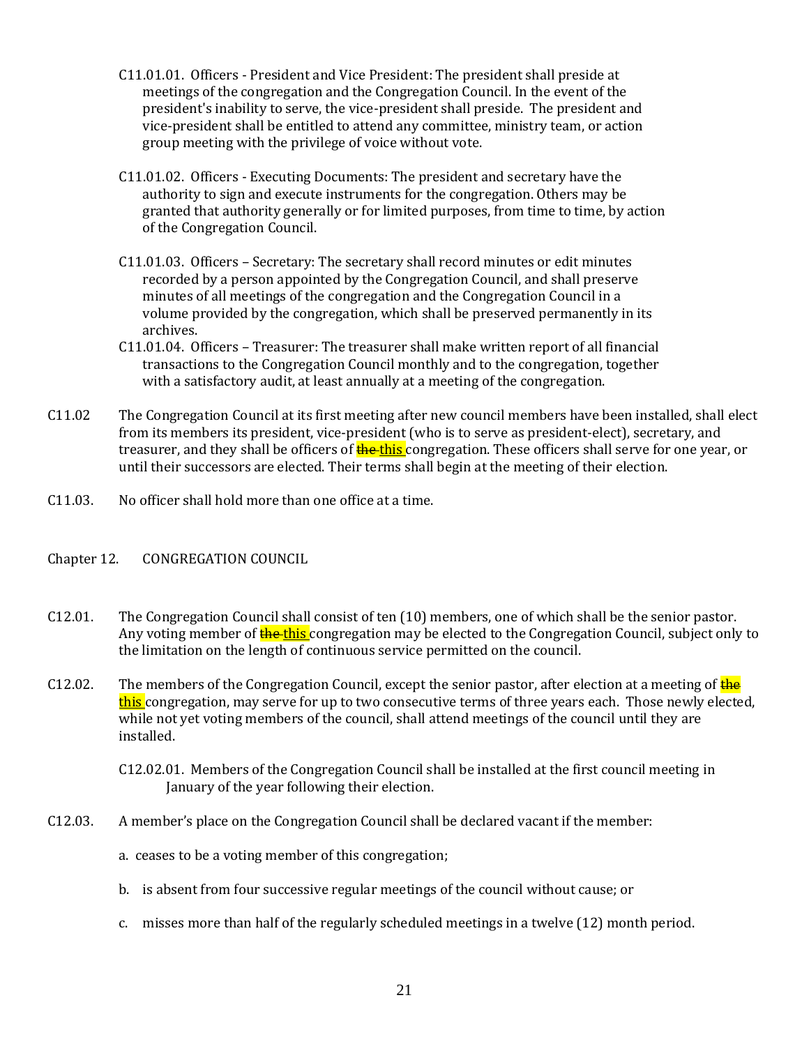C11.01.01. Officers - President and Vice President: The president shall preside at meetings of the congregation and the Congregation Council. In the event of the president's inability to serve, the vice-president shall preside. The president and vice-president shall be entitled to attend any committee, ministry team, or action group meeting with the privilege of voice without vote.

C11.01.02. Officers - Executing Documents: The president and secretary have the authority to sign and execute instruments for the congregation. Others may be granted that authority generally or for limited purposes, from time to time, by action of the Congregation Council.

C11.01.03. Officers – Secretary: The secretary shall record minutes or edit minutes recorded by a person appointed by the Congregation Council, and shall preserve minutes of all meetings of the congregation and the Congregation Council in a volume provided by the congregation, which shall be preserved permanently in its archives.

C11.01.04. Officers – Treasurer: The treasurer shall make written report of all financial transactions to the Congregation Council monthly and to the congregation, together with a satisfactory audit, at least annually at a meeting of the congregation.

C11.02 The Congregation Council at its first meeting after new council members have been installed, shall elect from its members its president, vice-president (who is to serve as president-elect), secretary, and treasurer, and they shall be officers of ~~the~~ this congregation. These officers shall serve for one year, or until their successors are elected. Their terms shall begin at the meeting of their election.

C11.03. No officer shall hold more than one office at a time.

## Chapter 12. CONGREGATION COUNCIL

C12.01. The Congregation Council shall consist of ten (10) members, one of which shall be the senior pastor. Any voting member of ~~the~~ this congregation may be elected to the Congregation Council, subject only to the limitation on the length of continuous service permitted on the council.

C12.02. The members of the Congregation Council, except the senior pastor, after election at a meeting of ~~the~~ this congregation, may serve for up to two consecutive terms of three years each. Those newly elected, while not yet voting members of the council, shall attend meetings of the council until they are installed.

C12.02.01. Members of the Congregation Council shall be installed at the first council meeting in January of the year following their election.

C12.03. A member's place on the Congregation Council shall be declared vacant if the member:

a. ceases to be a voting member of this congregation;

b. is absent from four successive regular meetings of the council without cause; or

c. misses more than half of the regularly scheduled meetings in a twelve (12) month period.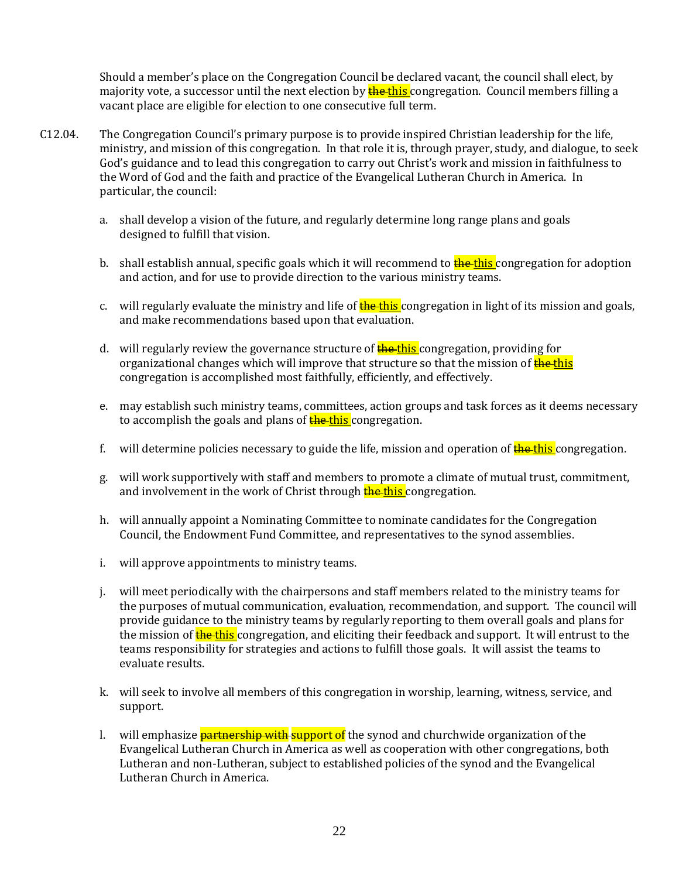Should a member's place on the Congregation Council be declared vacant, the council shall elect, by majority vote, a successor until the next election by ~~the~~ this congregation. Council members filling a vacant place are eligible for election to one consecutive full term.

C12.04. The Congregation Council's primary purpose is to provide inspired Christian leadership for the life, ministry, and mission of this congregation. In that role it is, through prayer, study, and dialogue, to seek God's guidance and to lead this congregation to carry out Christ's work and mission in faithfulness to the Word of God and the faith and practice of the Evangelical Lutheran Church in America. In particular, the council:

a. shall develop a vision of the future, and regularly determine long range plans and goals designed to fulfill that vision.

b. shall establish annual, specific goals which it will recommend to ~~the~~ this congregation for adoption and action, and for use to provide direction to the various ministry teams.

c. will regularly evaluate the ministry and life of ~~the~~ this congregation in light of its mission and goals, and make recommendations based upon that evaluation.

d. will regularly review the governance structure of ~~the~~ this congregation, providing for organizational changes which will improve that structure so that the mission of ~~the~~ this congregation is accomplished most faithfully, efficiently, and effectively.

e. may establish such ministry teams, committees, action groups and task forces as it deems necessary to accomplish the goals and plans of ~~the~~ this congregation.

f. will determine policies necessary to guide the life, mission and operation of ~~the~~ this congregation.

g. will work supportively with staff and members to promote a climate of mutual trust, commitment, and involvement in the work of Christ through ~~the~~ this congregation.

h. will annually appoint a Nominating Committee to nominate candidates for the Congregation Council, the Endowment Fund Committee, and representatives to the synod assemblies.

i. will approve appointments to ministry teams.

j. will meet periodically with the chairpersons and staff members related to the ministry teams for the purposes of mutual communication, evaluation, recommendation, and support. The council will provide guidance to the ministry teams by regularly reporting to them overall goals and plans for the mission of ~~the~~ this congregation, and eliciting their feedback and support. It will entrust to the teams responsibility for strategies and actions to fulfill those goals. It will assist the teams to evaluate results.

k. will seek to involve all members of this congregation in worship, learning, witness, service, and support.

l. will emphasize ~~partnership with~~ support of the synod and churchwide organization of the Evangelical Lutheran Church in America as well as cooperation with other congregations, both Lutheran and non-Lutheran, subject to established policies of the synod and the Evangelical Lutheran Church in America.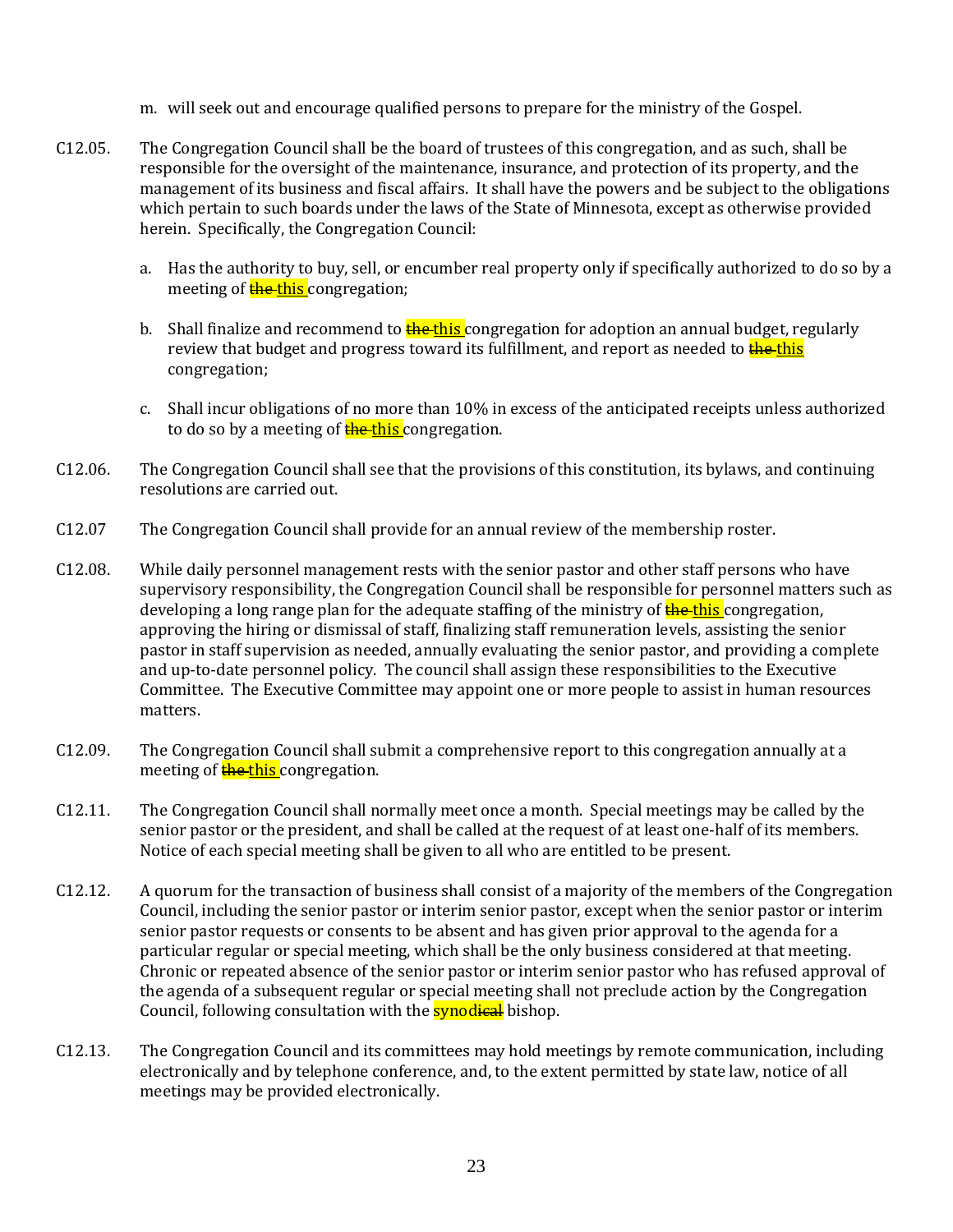m. will seek out and encourage qualified persons to prepare for the ministry of the Gospel.

C12.05. The Congregation Council shall be the board of trustees of this congregation, and as such, shall be responsible for the oversight of the maintenance, insurance, and protection of its property, and the management of its business and fiscal affairs. It shall have the powers and be subject to the obligations which pertain to such boards under the laws of the State of Minnesota, except as otherwise provided herein. Specifically, the Congregation Council:

a. Has the authority to buy, sell, or encumber real property only if specifically authorized to do so by a meeting of ~~the~~ this congregation;

b. Shall finalize and recommend to ~~the~~ this congregation for adoption an annual budget, regularly review that budget and progress toward its fulfillment, and report as needed to ~~the~~ this congregation;

c. Shall incur obligations of no more than 10% in excess of the anticipated receipts unless authorized to do so by a meeting of ~~the~~ this congregation.

C12.06. The Congregation Council shall see that the provisions of this constitution, its bylaws, and continuing resolutions are carried out.

C12.07 The Congregation Council shall provide for an annual review of the membership roster.

C12.08. While daily personnel management rests with the senior pastor and other staff persons who have supervisory responsibility, the Congregation Council shall be responsible for personnel matters such as developing a long range plan for the adequate staffing of the ministry of ~~the~~ this congregation, approving the hiring or dismissal of staff, finalizing staff remuneration levels, assisting the senior pastor in staff supervision as needed, annually evaluating the senior pastor, and providing a complete and up-to-date personnel policy. The council shall assign these responsibilities to the Executive Committee. The Executive Committee may appoint one or more people to assist in human resources matters.

C12.09. The Congregation Council shall submit a comprehensive report to this congregation annually at a meeting of ~~the~~ this congregation.

C12.11. The Congregation Council shall normally meet once a month. Special meetings may be called by the senior pastor or the president, and shall be called at the request of at least one-half of its members. Notice of each special meeting shall be given to all who are entitled to be present.

C12.12. A quorum for the transaction of business shall consist of a majority of the members of the Congregation Council, including the senior pastor or interim senior pastor, except when the senior pastor or interim senior pastor requests or consents to be absent and has given prior approval to the agenda for a particular regular or special meeting, which shall be the only business considered at that meeting. Chronic or repeated absence of the senior pastor or interim senior pastor who has refused approval of the agenda of a subsequent regular or special meeting shall not preclude action by the Congregation Council, following consultation with the synod~~ical~~ bishop.

C12.13. The Congregation Council and its committees may hold meetings by remote communication, including electronically and by telephone conference, and, to the extent permitted by state law, notice of all meetings may be provided electronically.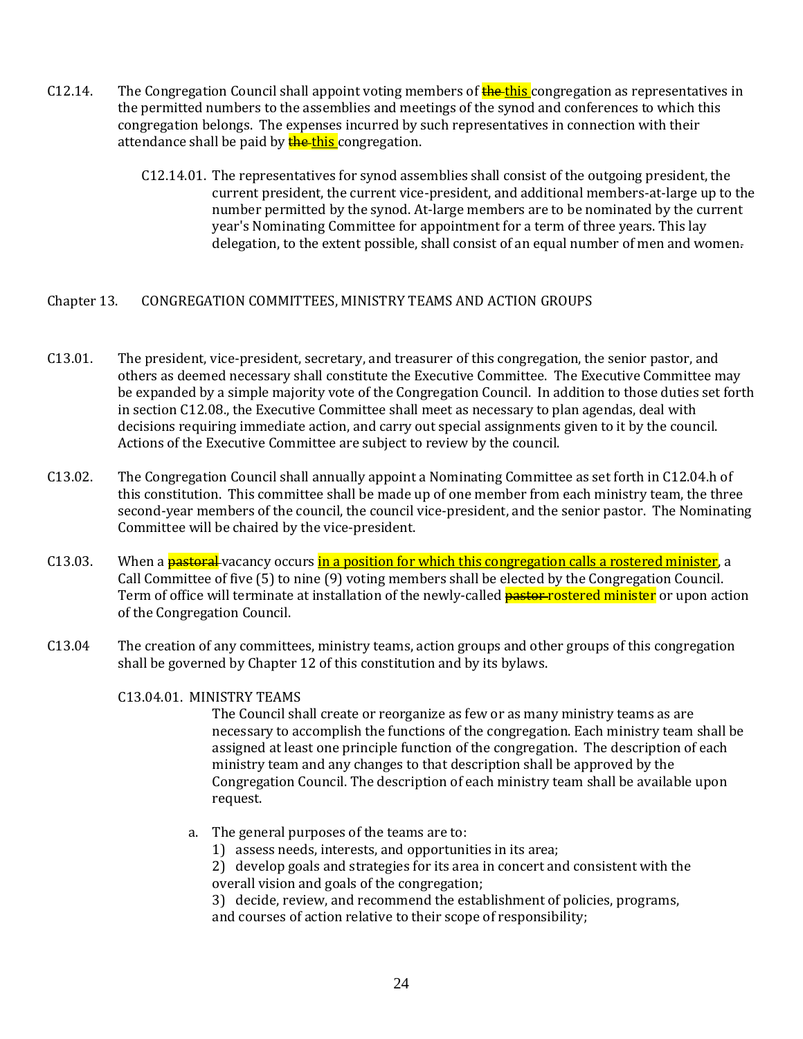C12.14. The Congregation Council shall appoint voting members of ~~the~~ this congregation as representatives in the permitted numbers to the assemblies and meetings of the synod and conferences to which this congregation belongs. The expenses incurred by such representatives in connection with their attendance shall be paid by ~~the~~ this congregation.

C12.14.01. The representatives for synod assemblies shall consist of the outgoing president, the current president, the current vice-president, and additional members-at-large up to the number permitted by the synod. At-large members are to be nominated by the current year's Nominating Committee for appointment for a term of three years. This lay delegation, to the extent possible, shall consist of an equal number of men and women.

## Chapter 13. CONGREGATION COMMITTEES, MINISTRY TEAMS AND ACTION GROUPS

C13.01. The president, vice-president, secretary, and treasurer of this congregation, the senior pastor, and others as deemed necessary shall constitute the Executive Committee. The Executive Committee may be expanded by a simple majority vote of the Congregation Council. In addition to those duties set forth in section C12.08., the Executive Committee shall meet as necessary to plan agendas, deal with decisions requiring immediate action, and carry out special assignments given to it by the council. Actions of the Executive Committee are subject to review by the council.

C13.02. The Congregation Council shall annually appoint a Nominating Committee as set forth in C12.04.h of this constitution. This committee shall be made up of one member from each ministry team, the three second-year members of the council, the council vice-president, and the senior pastor. The Nominating Committee will be chaired by the vice-president.

C13.03. When a ~~pastoral~~ vacancy occurs in a position for which this congregation calls a rostered minister, a Call Committee of five (5) to nine (9) voting members shall be elected by the Congregation Council. Term of office will terminate at installation of the newly-called ~~pastor~~ rostered minister or upon action of the Congregation Council.

C13.04 The creation of any committees, ministry teams, action groups and other groups of this congregation shall be governed by Chapter 12 of this constitution and by its bylaws.

C13.04.01. MINISTRY TEAMS

The Council shall create or reorganize as few or as many ministry teams as are necessary to accomplish the functions of the congregation. Each ministry team shall be assigned at least one principle function of the congregation. The description of each ministry team and any changes to that description shall be approved by the Congregation Council. The description of each ministry team shall be available upon request.

a. The general purposes of the teams are to:
   1) assess needs, interests, and opportunities in its area;
   2) develop goals and strategies for its area in concert and consistent with the overall vision and goals of the congregation;
   3) decide, review, and recommend the establishment of policies, programs, and courses of action relative to their scope of responsibility;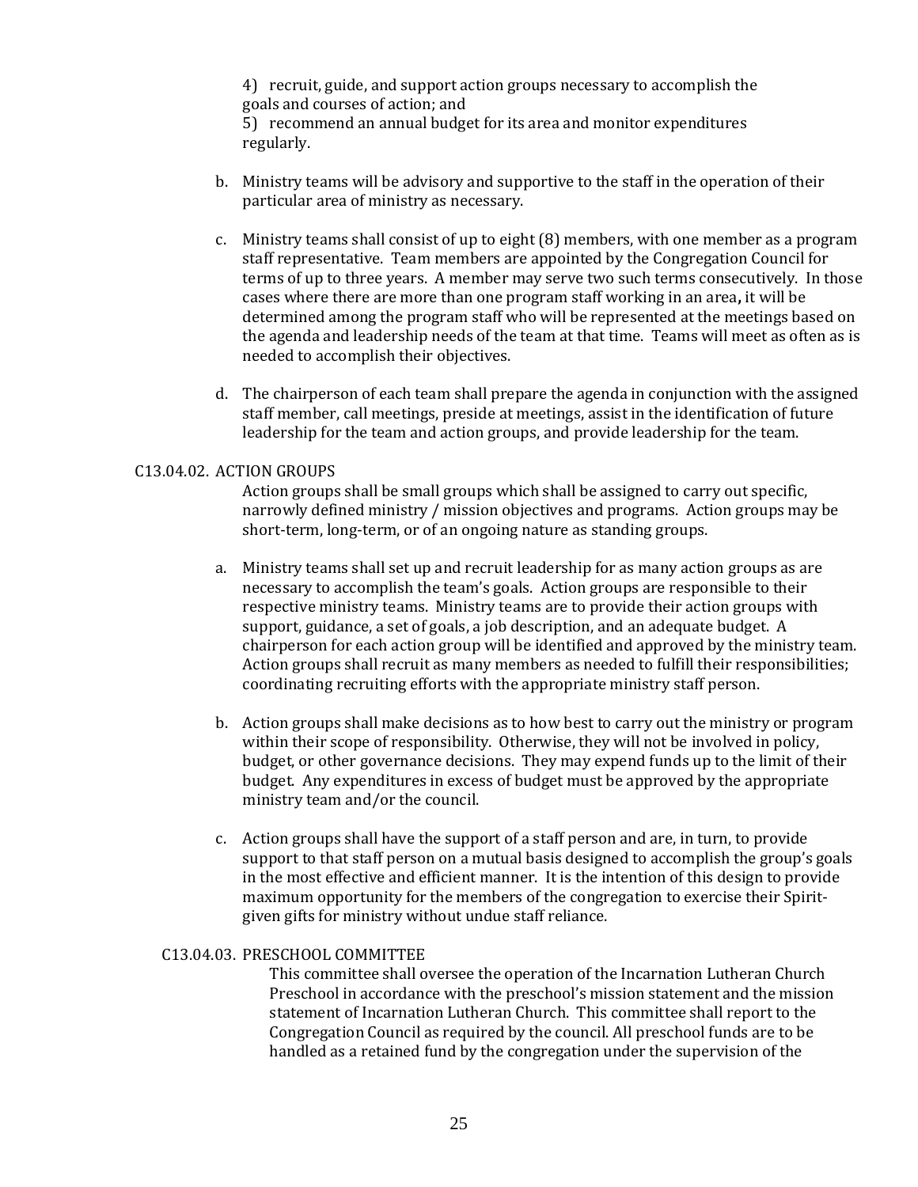4) recruit, guide, and support action groups necessary to accomplish the goals and courses of action; and

5) recommend an annual budget for its area and monitor expenditures regularly.

b. Ministry teams will be advisory and supportive to the staff in the operation of their particular area of ministry as necessary.

c. Ministry teams shall consist of up to eight (8) members, with one member as a program staff representative. Team members are appointed by the Congregation Council for terms of up to three years. A member may serve two such terms consecutively. In those cases where there are more than one program staff working in an area**,** it will be determined among the program staff who will be represented at the meetings based on the agenda and leadership needs of the team at that time. Teams will meet as often as is needed to accomplish their objectives.

d. The chairperson of each team shall prepare the agenda in conjunction with the assigned staff member, call meetings, preside at meetings, assist in the identification of future leadership for the team and action groups, and provide leadership for the team.

C13.04.02. ACTION GROUPS

Action groups shall be small groups which shall be assigned to carry out specific, narrowly defined ministry / mission objectives and programs. Action groups may be short-term, long-term, or of an ongoing nature as standing groups.

a. Ministry teams shall set up and recruit leadership for as many action groups as are necessary to accomplish the team's goals. Action groups are responsible to their respective ministry teams. Ministry teams are to provide their action groups with support, guidance, a set of goals, a job description, and an adequate budget. A chairperson for each action group will be identified and approved by the ministry team. Action groups shall recruit as many members as needed to fulfill their responsibilities; coordinating recruiting efforts with the appropriate ministry staff person.

b. Action groups shall make decisions as to how best to carry out the ministry or program within their scope of responsibility. Otherwise, they will not be involved in policy, budget, or other governance decisions. They may expend funds up to the limit of their budget. Any expenditures in excess of budget must be approved by the appropriate ministry team and/or the council.

c. Action groups shall have the support of a staff person and are, in turn, to provide support to that staff person on a mutual basis designed to accomplish the group's goals in the most effective and efficient manner. It is the intention of this design to provide maximum opportunity for the members of the congregation to exercise their Spirit-given gifts for ministry without undue staff reliance.

C13.04.03. PRESCHOOL COMMITTEE

This committee shall oversee the operation of the Incarnation Lutheran Church Preschool in accordance with the preschool's mission statement and the mission statement of Incarnation Lutheran Church. This committee shall report to the Congregation Council as required by the council. All preschool funds are to be handled as a retained fund by the congregation under the supervision of the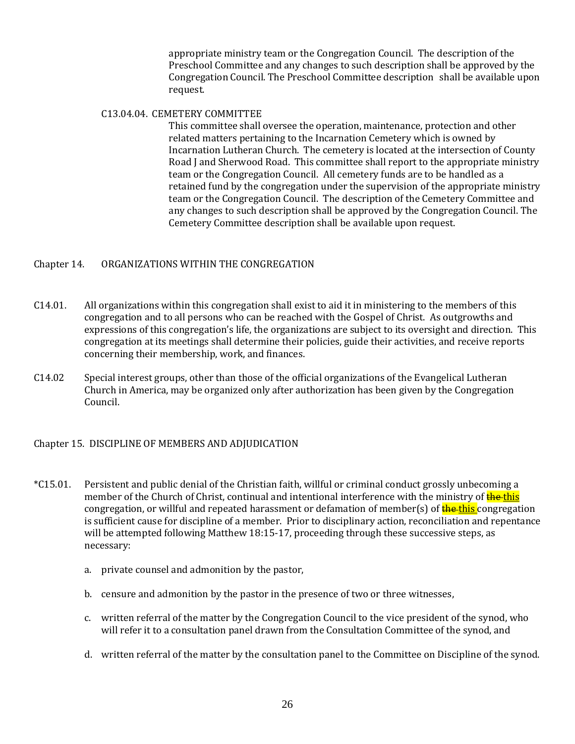appropriate ministry team or the Congregation Council. The description of the Preschool Committee and any changes to such description shall be approved by the Congregation Council. The Preschool Committee description shall be available upon request.

C13.04.04. CEMETERY COMMITTEE

This committee shall oversee the operation, maintenance, protection and other related matters pertaining to the Incarnation Cemetery which is owned by Incarnation Lutheran Church. The cemetery is located at the intersection of County Road J and Sherwood Road. This committee shall report to the appropriate ministry team or the Congregation Council. All cemetery funds are to be handled as a retained fund by the congregation under the supervision of the appropriate ministry team or the Congregation Council. The description of the Cemetery Committee and any changes to such description shall be approved by the Congregation Council. The Cemetery Committee description shall be available upon request.

## Chapter 14. ORGANIZATIONS WITHIN THE CONGREGATION

C14.01. All organizations within this congregation shall exist to aid it in ministering to the members of this congregation and to all persons who can be reached with the Gospel of Christ. As outgrowths and expressions of this congregation's life, the organizations are subject to its oversight and direction. This congregation at its meetings shall determine their policies, guide their activities, and receive reports concerning their membership, work, and finances.

C14.02 Special interest groups, other than those of the official organizations of the Evangelical Lutheran Church in America, may be organized only after authorization has been given by the Congregation Council.

## Chapter 15. DISCIPLINE OF MEMBERS AND ADJUDICATION

*C15.01. Persistent and public denial of the Christian faith, willful or criminal conduct grossly unbecoming a member of the Church of Christ, continual and intentional interference with the ministry of ~~the~~ this congregation, or willful and repeated harassment or defamation of member(s) of ~~the~~ this congregation is sufficient cause for discipline of a member. Prior to disciplinary action, reconciliation and repentance will be attempted following Matthew 18:15-17, proceeding through these successive steps, as necessary:

a. private counsel and admonition by the pastor,

b. censure and admonition by the pastor in the presence of two or three witnesses,

c. written referral of the matter by the Congregation Council to the vice president of the synod, who will refer it to a consultation panel drawn from the Consultation Committee of the synod, and

d. written referral of the matter by the consultation panel to the Committee on Discipline of the synod.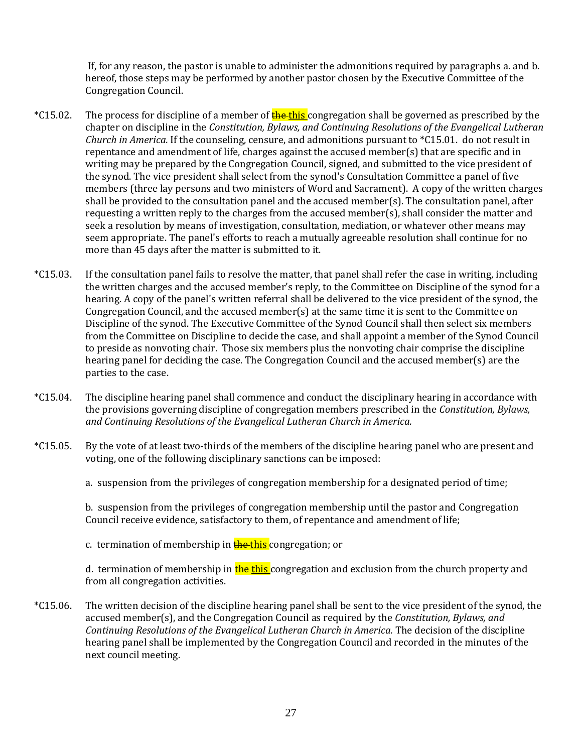If, for any reason, the pastor is unable to administer the admonitions required by paragraphs a. and b. hereof, those steps may be performed by another pastor chosen by the Executive Committee of the Congregation Council.

*C15.02. The process for discipline of a member of ~~the~~ this congregation shall be governed as prescribed by the chapter on discipline in the *Constitution, Bylaws, and Continuing Resolutions of the Evangelical Lutheran Church in America.* If the counseling, censure, and admonitions pursuant to *C15.01. do not result in repentance and amendment of life, charges against the accused member(s) that are specific and in writing may be prepared by the Congregation Council, signed, and submitted to the vice president of the synod. The vice president shall select from the synod's Consultation Committee a panel of five members (three lay persons and two ministers of Word and Sacrament). A copy of the written charges shall be provided to the consultation panel and the accused member(s). The consultation panel, after requesting a written reply to the charges from the accused member(s), shall consider the matter and seek a resolution by means of investigation, consultation, mediation, or whatever other means may seem appropriate. The panel's efforts to reach a mutually agreeable resolution shall continue for no more than 45 days after the matter is submitted to it.

*C15.03. If the consultation panel fails to resolve the matter, that panel shall refer the case in writing, including the written charges and the accused member's reply, to the Committee on Discipline of the synod for a hearing. A copy of the panel's written referral shall be delivered to the vice president of the synod, the Congregation Council, and the accused member(s) at the same time it is sent to the Committee on Discipline of the synod. The Executive Committee of the Synod Council shall then select six members from the Committee on Discipline to decide the case, and shall appoint a member of the Synod Council to preside as nonvoting chair. Those six members plus the nonvoting chair comprise the discipline hearing panel for deciding the case. The Congregation Council and the accused member(s) are the parties to the case.

*C15.04. The discipline hearing panel shall commence and conduct the disciplinary hearing in accordance with the provisions governing discipline of congregation members prescribed in the *Constitution, Bylaws, and Continuing Resolutions of the Evangelical Lutheran Church in America.*

*C15.05. By the vote of at least two-thirds of the members of the discipline hearing panel who are present and voting, one of the following disciplinary sanctions can be imposed:

a. suspension from the privileges of congregation membership for a designated period of time;

b. suspension from the privileges of congregation membership until the pastor and Congregation Council receive evidence, satisfactory to them, of repentance and amendment of life;

c. termination of membership in ~~the~~ this congregation; or

d. termination of membership in ~~the~~ this congregation and exclusion from the church property and from all congregation activities.

*C15.06. The written decision of the discipline hearing panel shall be sent to the vice president of the synod, the accused member(s), and the Congregation Council as required by the *Constitution, Bylaws, and Continuing Resolutions of the Evangelical Lutheran Church in America.* The decision of the discipline hearing panel shall be implemented by the Congregation Council and recorded in the minutes of the next council meeting.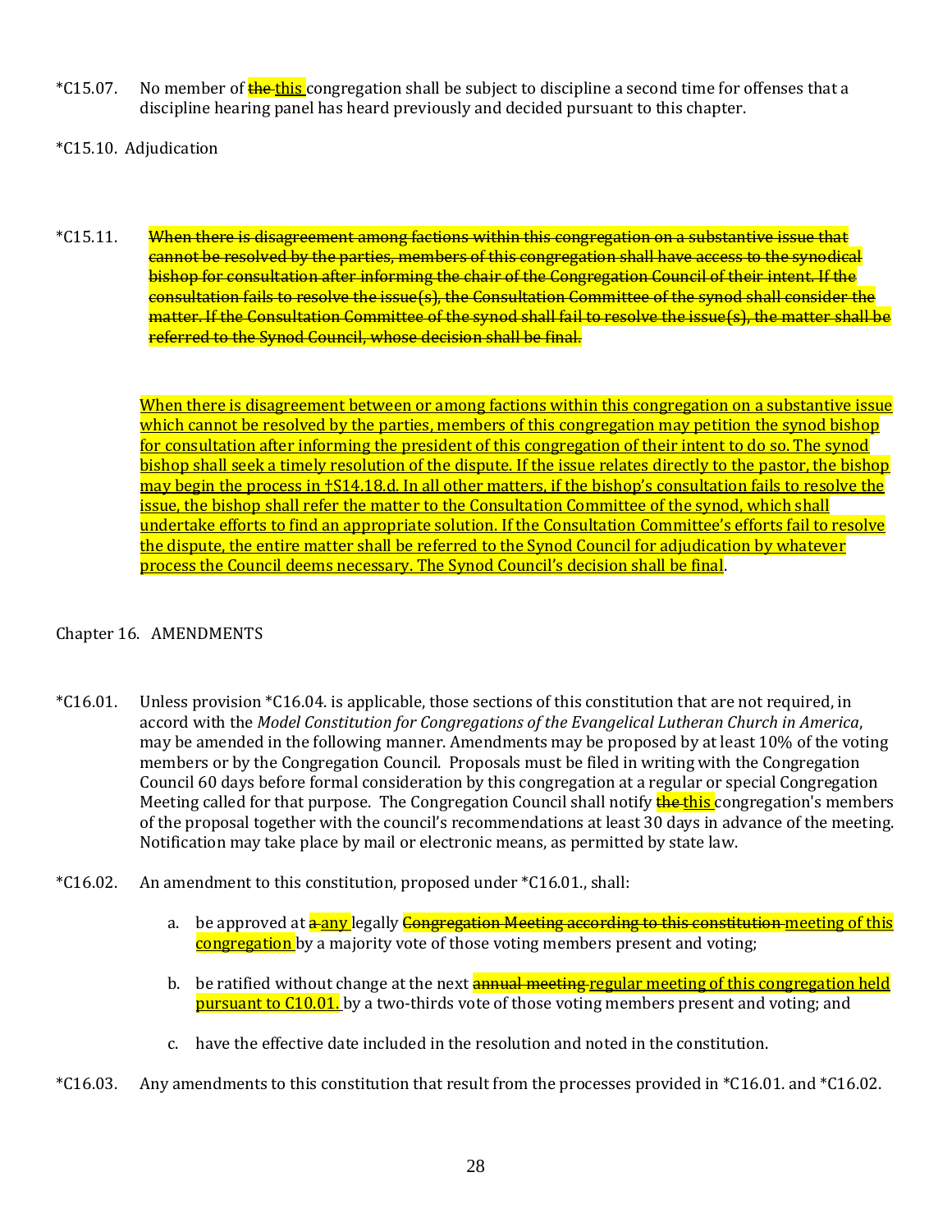*C15.07. No member of ~~the~~ this congregation shall be subject to discipline a second time for offenses that a discipline hearing panel has heard previously and decided pursuant to this chapter.

*C15.10. Adjudication

*C15.11. ~~When there is disagreement among factions within this congregation on a substantive issue that cannot be resolved by the parties, members of this congregation shall have access to the synodical bishop for consultation after informing the chair of the Congregation Council of their intent. If the consultation fails to resolve the issue(s), the Consultation Committee of the synod shall consider the matter. If the Consultation Committee of the synod shall fail to resolve the issue(s), the matter shall be referred to the Synod Council, whose decision shall be final.~~

When there is disagreement between or among factions within this congregation on a substantive issue which cannot be resolved by the parties, members of this congregation may petition the synod bishop for consultation after informing the president of this congregation of their intent to do so. The synod bishop shall seek a timely resolution of the dispute. If the issue relates directly to the pastor, the bishop may begin the process in †S14.18.d. In all other matters, if the bishop's consultation fails to resolve the issue, the bishop shall refer the matter to the Consultation Committee of the synod, which shall undertake efforts to find an appropriate solution. If the Consultation Committee's efforts fail to resolve the dispute, the entire matter shall be referred to the Synod Council for adjudication by whatever process the Council deems necessary. The Synod Council's decision shall be final.

Chapter 16. AMENDMENTS

*C16.01. Unless provision *C16.04. is applicable, those sections of this constitution that are not required, in accord with the *Model Constitution for Congregations of the Evangelical Lutheran Church in America*, may be amended in the following manner. Amendments may be proposed by at least 10% of the voting members or by the Congregation Council. Proposals must be filed in writing with the Congregation Council 60 days before formal consideration by this congregation at a regular or special Congregation Meeting called for that purpose. The Congregation Council shall notify ~~the~~ this congregation's members of the proposal together with the council's recommendations at least 30 days in advance of the meeting. Notification may take place by mail or electronic means, as permitted by state law.

*C16.02. An amendment to this constitution, proposed under *C16.01., shall:

a. be approved at ~~a~~ any legally ~~Congregation Meeting according to this constitution~~ meeting of this congregation by a majority vote of those voting members present and voting;

b. be ratified without change at the next ~~annual meeting~~ regular meeting of this congregation held pursuant to C10.01. by a two-thirds vote of those voting members present and voting; and

c. have the effective date included in the resolution and noted in the constitution.

*C16.03. Any amendments to this constitution that result from the processes provided in *C16.01. and *C16.02.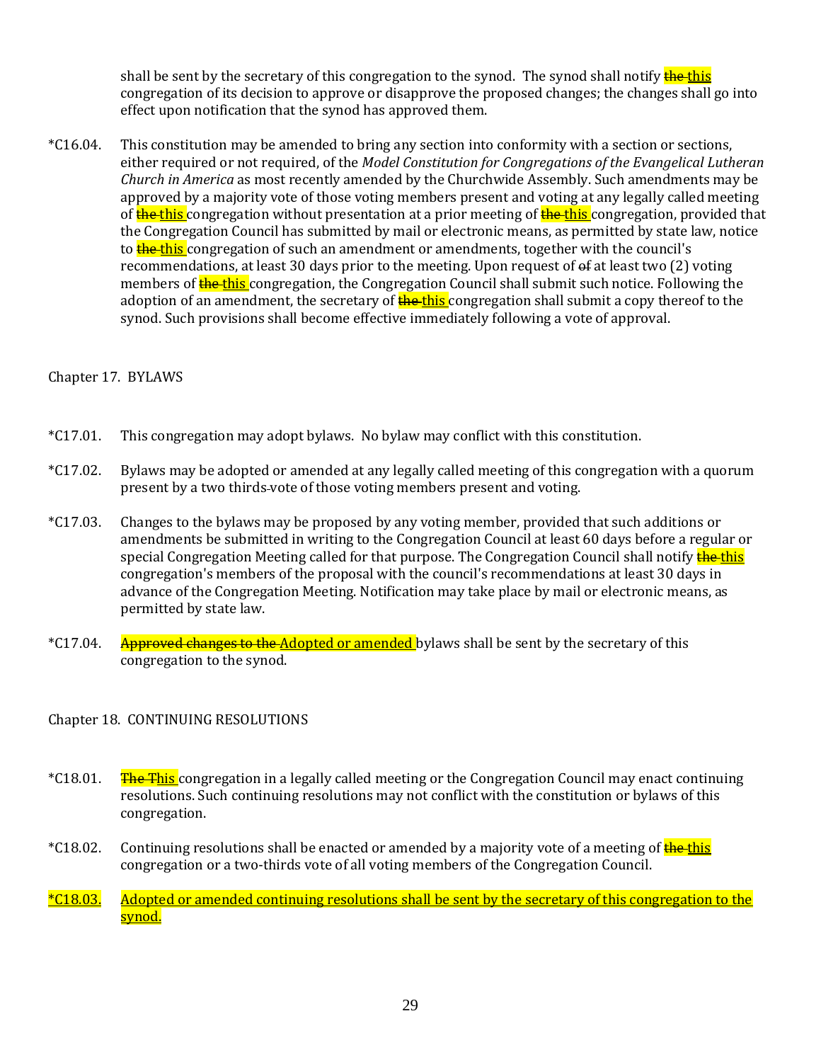shall be sent by the secretary of this congregation to the synod. The synod shall notify ~~the~~ this congregation of its decision to approve or disapprove the proposed changes; the changes shall go into effect upon notification that the synod has approved them.

*C16.04. This constitution may be amended to bring any section into conformity with a section or sections, either required or not required, of the *Model Constitution for Congregations of the Evangelical Lutheran Church in America* as most recently amended by the Churchwide Assembly. Such amendments may be approved by a majority vote of those voting members present and voting at any legally called meeting of ~~the~~ this congregation without presentation at a prior meeting of ~~the~~ this congregation, provided that the Congregation Council has submitted by mail or electronic means, as permitted by state law, notice to ~~the~~ this congregation of such an amendment or amendments, together with the council's recommendations, at least 30 days prior to the meeting. Upon request of ~~of~~ at least two (2) voting members of ~~the~~ this congregation, the Congregation Council shall submit such notice. Following the adoption of an amendment, the secretary of ~~the~~ this congregation shall submit a copy thereof to the synod. Such provisions shall become effective immediately following a vote of approval.

## Chapter 17. BYLAWS

*C17.01. This congregation may adopt bylaws. No bylaw may conflict with this constitution.

*C17.02. Bylaws may be adopted or amended at any legally called meeting of this congregation with a quorum present by a two thirds-vote of those voting members present and voting.

*C17.03. Changes to the bylaws may be proposed by any voting member, provided that such additions or amendments be submitted in writing to the Congregation Council at least 60 days before a regular or special Congregation Meeting called for that purpose. The Congregation Council shall notify ~~the~~ this congregation's members of the proposal with the council's recommendations at least 30 days in advance of the Congregation Meeting. Notification may take place by mail or electronic means, as permitted by state law.

*C17.04. ~~Approved changes to the~~ Adopted or amended bylaws shall be sent by the secretary of this congregation to the synod.

## Chapter 18. CONTINUING RESOLUTIONS

*C18.01. ~~The~~ This congregation in a legally called meeting or the Congregation Council may enact continuing resolutions. Such continuing resolutions may not conflict with the constitution or bylaws of this congregation.

*C18.02. Continuing resolutions shall be enacted or amended by a majority vote of a meeting of ~~the~~ this congregation or a two-thirds vote of all voting members of the Congregation Council.

*C18.03. Adopted or amended continuing resolutions shall be sent by the secretary of this congregation to the synod.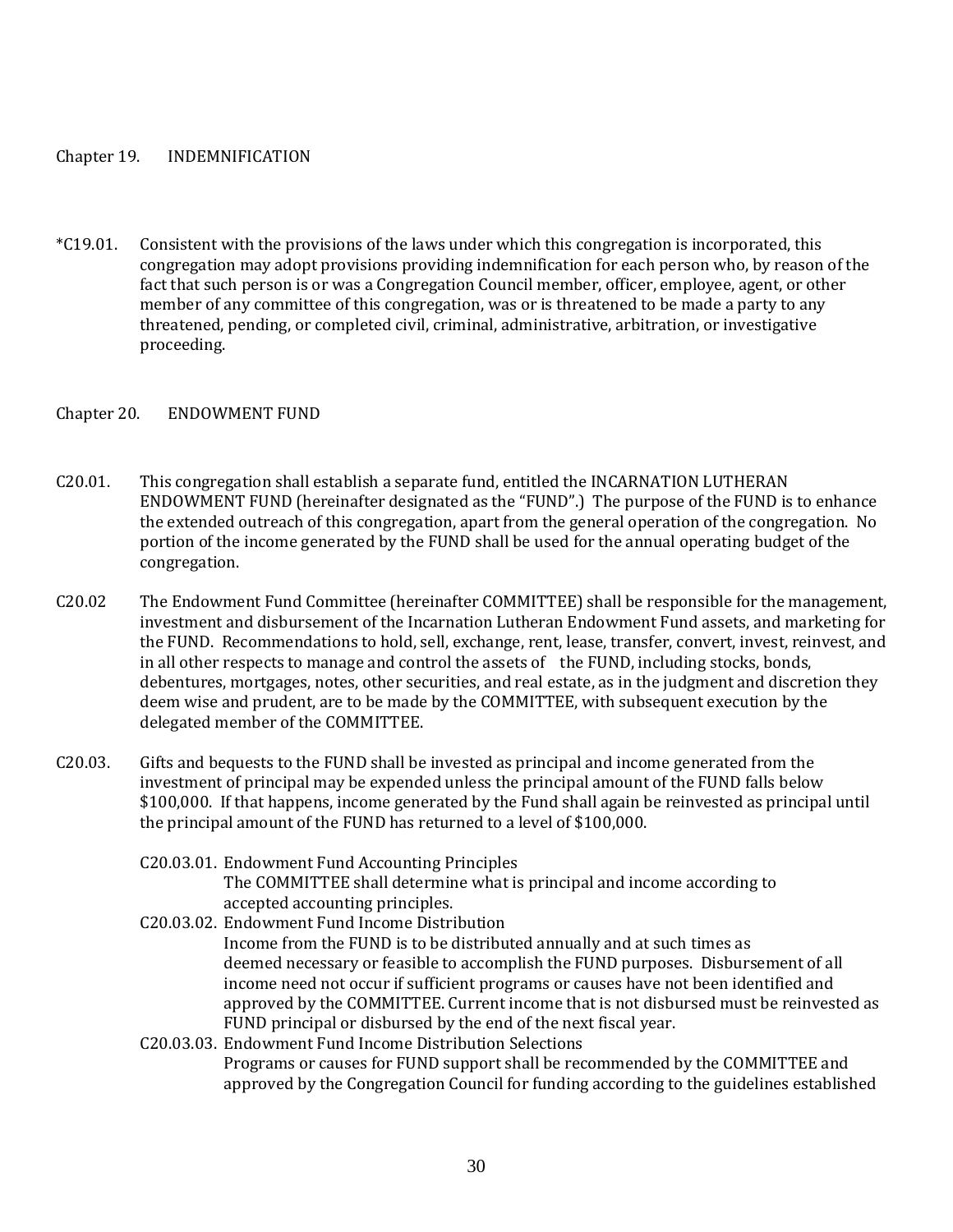## Chapter 19. INDEMNIFICATION

*C19.01. Consistent with the provisions of the laws under which this congregation is incorporated, this congregation may adopt provisions providing indemnification for each person who, by reason of the fact that such person is or was a Congregation Council member, officer, employee, agent, or other member of any committee of this congregation, was or is threatened to be made a party to any threatened, pending, or completed civil, criminal, administrative, arbitration, or investigative proceeding.

## Chapter 20. ENDOWMENT FUND

C20.01. This congregation shall establish a separate fund, entitled the INCARNATION LUTHERAN ENDOWMENT FUND (hereinafter designated as the "FUND".) The purpose of the FUND is to enhance the extended outreach of this congregation, apart from the general operation of the congregation. No portion of the income generated by the FUND shall be used for the annual operating budget of the congregation.

C20.02 The Endowment Fund Committee (hereinafter COMMITTEE) shall be responsible for the management, investment and disbursement of the Incarnation Lutheran Endowment Fund assets, and marketing for the FUND. Recommendations to hold, sell, exchange, rent, lease, transfer, convert, invest, reinvest, and in all other respects to manage and control the assets of the FUND, including stocks, bonds, debentures, mortgages, notes, other securities, and real estate, as in the judgment and discretion they deem wise and prudent, are to be made by the COMMITTEE, with subsequent execution by the delegated member of the COMMITTEE.

C20.03. Gifts and bequests to the FUND shall be invested as principal and income generated from the investment of principal may be expended unless the principal amount of the FUND falls below $100,000. If that happens, income generated by the Fund shall again be reinvested as principal until the principal amount of the FUND has returned to a level of $100,000.

C20.03.01. Endowment Fund Accounting Principles
The COMMITTEE shall determine what is principal and income according to accepted accounting principles.

C20.03.02. Endowment Fund Income Distribution
Income from the FUND is to be distributed annually and at such times as deemed necessary or feasible to accomplish the FUND purposes. Disbursement of all income need not occur if sufficient programs or causes have not been identified and approved by the COMMITTEE. Current income that is not disbursed must be reinvested as FUND principal or disbursed by the end of the next fiscal year.

C20.03.03. Endowment Fund Income Distribution Selections
Programs or causes for FUND support shall be recommended by the COMMITTEE and approved by the Congregation Council for funding according to the guidelines established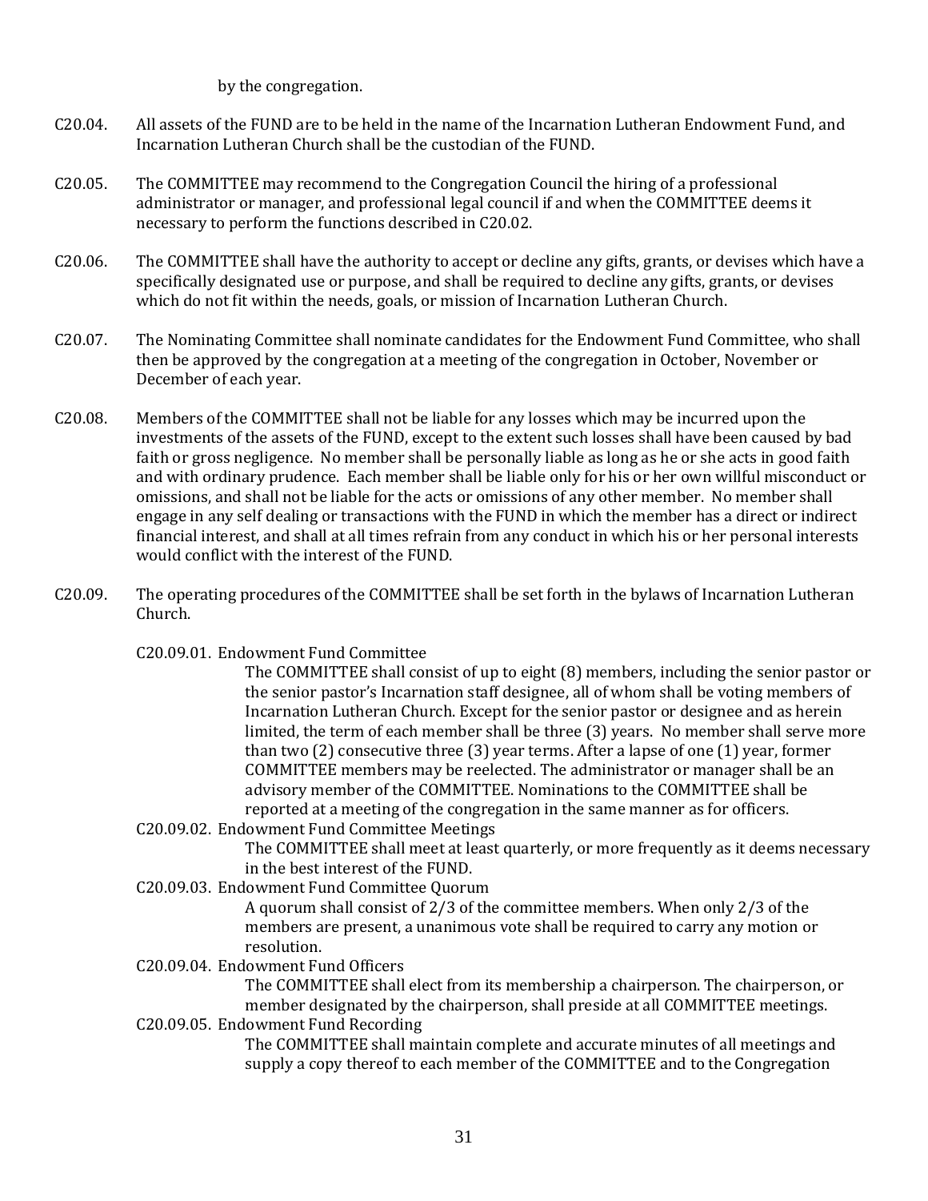by the congregation.

C20.04. All assets of the FUND are to be held in the name of the Incarnation Lutheran Endowment Fund, and Incarnation Lutheran Church shall be the custodian of the FUND.

C20.05. The COMMITTEE may recommend to the Congregation Council the hiring of a professional administrator or manager, and professional legal council if and when the COMMITTEE deems it necessary to perform the functions described in C20.02.

C20.06. The COMMITTEE shall have the authority to accept or decline any gifts, grants, or devises which have a specifically designated use or purpose, and shall be required to decline any gifts, grants, or devises which do not fit within the needs, goals, or mission of Incarnation Lutheran Church.

C20.07. The Nominating Committee shall nominate candidates for the Endowment Fund Committee, who shall then be approved by the congregation at a meeting of the congregation in October, November or December of each year.

C20.08. Members of the COMMITTEE shall not be liable for any losses which may be incurred upon the investments of the assets of the FUND, except to the extent such losses shall have been caused by bad faith or gross negligence. No member shall be personally liable as long as he or she acts in good faith and with ordinary prudence. Each member shall be liable only for his or her own willful misconduct or omissions, and shall not be liable for the acts or omissions of any other member. No member shall engage in any self dealing or transactions with the FUND in which the member has a direct or indirect financial interest, and shall at all times refrain from any conduct in which his or her personal interests would conflict with the interest of the FUND.

C20.09. The operating procedures of the COMMITTEE shall be set forth in the bylaws of Incarnation Lutheran Church.

C20.09.01. Endowment Fund Committee

The COMMITTEE shall consist of up to eight (8) members, including the senior pastor or the senior pastor's Incarnation staff designee, all of whom shall be voting members of Incarnation Lutheran Church. Except for the senior pastor or designee and as herein limited, the term of each member shall be three (3) years. No member shall serve more than two (2) consecutive three (3) year terms. After a lapse of one (1) year, former COMMITTEE members may be reelected. The administrator or manager shall be an advisory member of the COMMITTEE. Nominations to the COMMITTEE shall be reported at a meeting of the congregation in the same manner as for officers.

C20.09.02. Endowment Fund Committee Meetings

The COMMITTEE shall meet at least quarterly, or more frequently as it deems necessary in the best interest of the FUND.

C20.09.03. Endowment Fund Committee Quorum

A quorum shall consist of 2/3 of the committee members. When only 2/3 of the members are present, a unanimous vote shall be required to carry any motion or resolution.

C20.09.04. Endowment Fund Officers

The COMMITTEE shall elect from its membership a chairperson. The chairperson, or member designated by the chairperson, shall preside at all COMMITTEE meetings.

C20.09.05. Endowment Fund Recording

The COMMITTEE shall maintain complete and accurate minutes of all meetings and supply a copy thereof to each member of the COMMITTEE and to the Congregation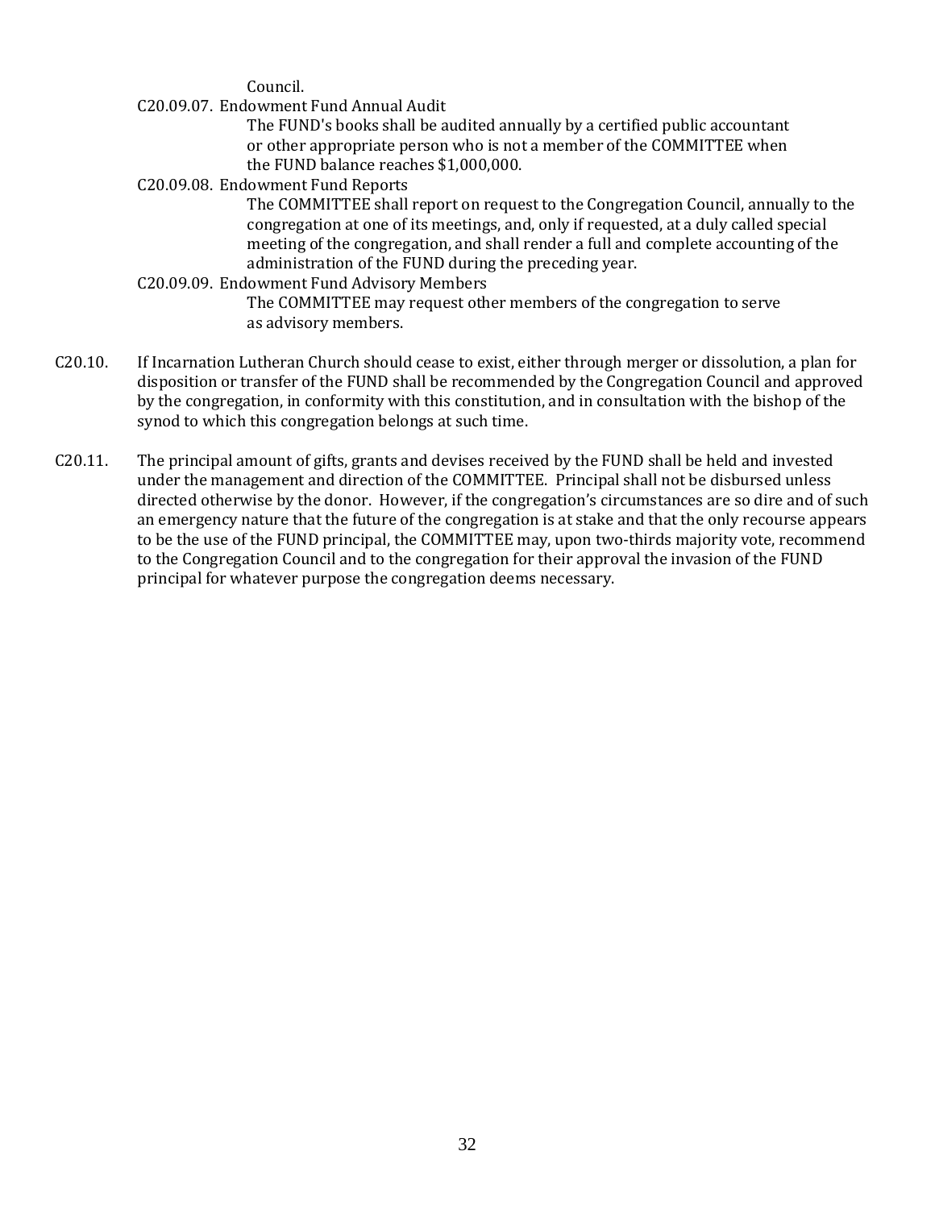Council.

C20.09.07. Endowment Fund Annual Audit

The FUND's books shall be audited annually by a certified public accountant or other appropriate person who is not a member of the COMMITTEE when the FUND balance reaches $1,000,000.

C20.09.08. Endowment Fund Reports

The COMMITTEE shall report on request to the Congregation Council, annually to the congregation at one of its meetings, and, only if requested, at a duly called special meeting of the congregation, and shall render a full and complete accounting of the administration of the FUND during the preceding year.

C20.09.09. Endowment Fund Advisory Members

The COMMITTEE may request other members of the congregation to serve as advisory members.

C20.10. If Incarnation Lutheran Church should cease to exist, either through merger or dissolution, a plan for disposition or transfer of the FUND shall be recommended by the Congregation Council and approved by the congregation, in conformity with this constitution, and in consultation with the bishop of the synod to which this congregation belongs at such time.

C20.11. The principal amount of gifts, grants and devises received by the FUND shall be held and invested under the management and direction of the COMMITTEE. Principal shall not be disbursed unless directed otherwise by the donor. However, if the congregation's circumstances are so dire and of such an emergency nature that the future of the congregation is at stake and that the only recourse appears to be the use of the FUND principal, the COMMITTEE may, upon two-thirds majority vote, recommend to the Congregation Council and to the congregation for their approval the invasion of the FUND principal for whatever purpose the congregation deems necessary.